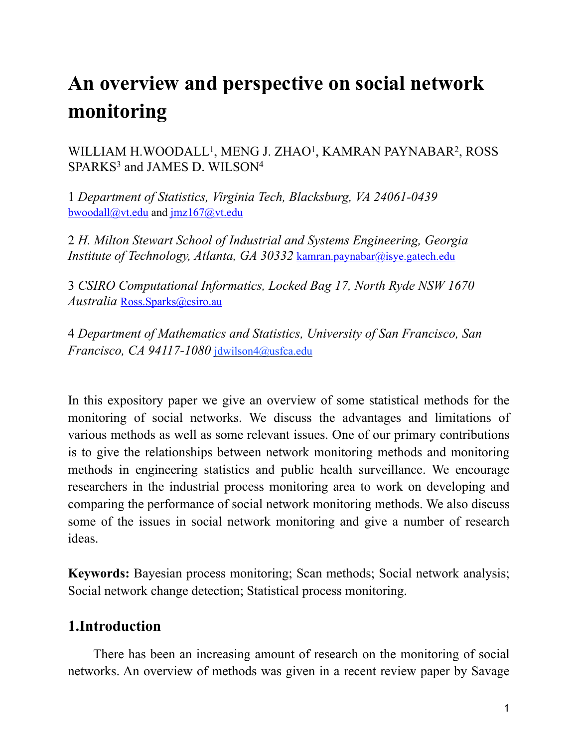# An overview and perspective on social network monitoring

WILLIAM H.WOODALL[1], MENG J. ZHAO[1], KAMRAN PAYNABAR[2], ROSS SPARKS[3] and JAMES D. WILSON[4]

1 *Department of Statistics, Virginia Tech, Blacksburg, VA 24061-0439* bwoodall@vt.edu and jmz167@vt.edu

2 *H. Milton Stewart School of Industrial and Systems Engineering, Georgia Institute of Technology, Atlanta, GA 30332* kamran.paynabar@isye.gatech.edu

3 *CSIRO Computational Informatics, Locked Bag 17, North Ryde NSW 1670 Australia* Ross.Sparks@csiro.au

4 *Department of Mathematics and Statistics, University of San Francisco, San Francisco, CA 94117-1080* jdwilson4@usfca.edu

In this expository paper we give an overview of some statistical methods for the monitoring of social networks. We discuss the advantages and limitations of various methods as well as some relevant issues. One of our primary contributions is to give the relationships between network monitoring methods and monitoring methods in engineering statistics and public health surveillance. We encourage researchers in the industrial process monitoring area to work on developing and comparing the performance of social network monitoring methods. We also discuss some of the issues in social network monitoring and give a number of research ideas.

**Keywords:** Bayesian process monitoring; Scan methods; Social network analysis; Social network change detection; Statistical process monitoring.

## 1.Introduction

There has been an increasing amount of research on the monitoring of social networks. An overview of methods was given in a recent review paper by Savage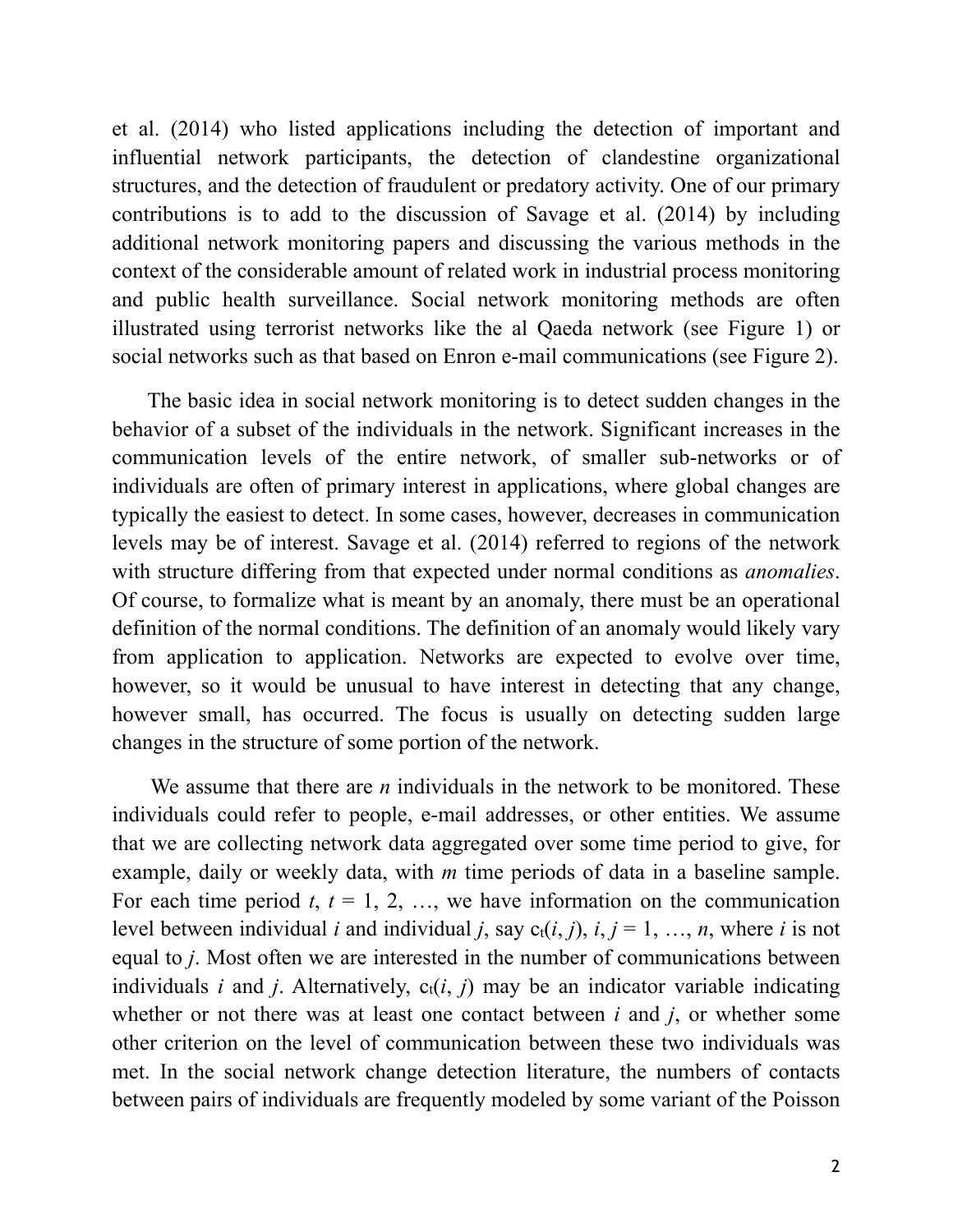et al. (2014) who listed applications including the detection of important and influential network participants, the detection of clandestine organizational structures, and the detection of fraudulent or predatory activity. One of our primary contributions is to add to the discussion of Savage et al. (2014) by including additional network monitoring papers and discussing the various methods in the context of the considerable amount of related work in industrial process monitoring and public health surveillance. Social network monitoring methods are often illustrated using terrorist networks like the al Qaeda network (see Figure 1) or social networks such as that based on Enron e-mail communications (see Figure 2).

The basic idea in social network monitoring is to detect sudden changes in the behavior of a subset of the individuals in the network. Significant increases in the communication levels of the entire network, of smaller sub-networks or of individuals are often of primary interest in applications, where global changes are typically the easiest to detect. In some cases, however, decreases in communication levels may be of interest. Savage et al. (2014) referred to regions of the network with structure differing from that expected under normal conditions as *anomalies*. Of course, to formalize what is meant by an anomaly, there must be an operational definition of the normal conditions. The definition of an anomaly would likely vary from application to application. Networks are expected to evolve over time, however, so it would be unusual to have interest in detecting that any change, however small, has occurred. The focus is usually on detecting sudden large changes in the structure of some portion of the network.

We assume that there are $n$ individuals in the network to be monitored. These individuals could refer to people, e-mail addresses, or other entities. We assume that we are collecting network data aggregated over some time period to give, for example, daily or weekly data, with $m$ time periods of data in a baseline sample. For each time period $t$, $t = 1, 2, \ldots$, we have information on the communication level between individual $i$ and individual $j$, say $c_t(i, j)$, $i, j = 1, \ldots, n$, where $i$ is not equal to $j$. Most often we are interested in the number of communications between individuals $i$ and $j$. Alternatively, $c_t(i, j)$ may be an indicator variable indicating whether or not there was at least one contact between $i$ and $j$, or whether some other criterion on the level of communication between these two individuals was met. In the social network change detection literature, the numbers of contacts between pairs of individuals are frequently modeled by some variant of the Poisson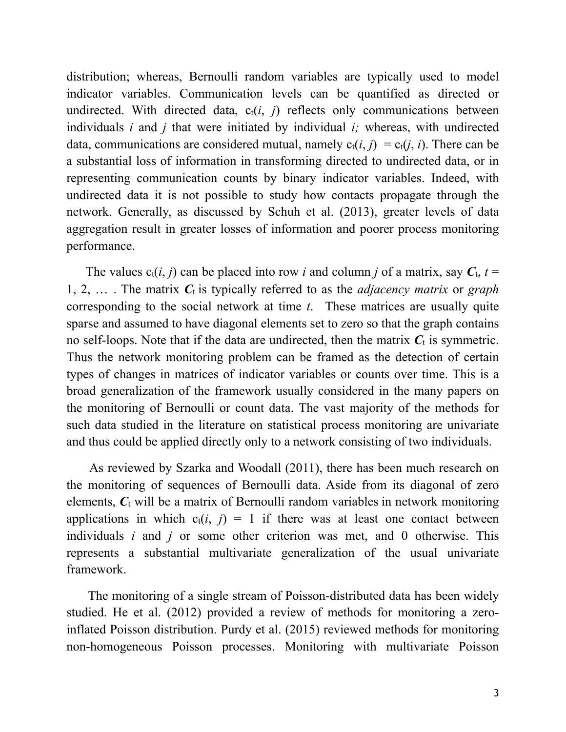distribution; whereas, Bernoulli random variables are typically used to model indicator variables. Communication levels can be quantified as directed or undirected. With directed data, $c_t(i, j)$ reflects only communications between individuals $i$ and $j$ that were initiated by individual $i$; whereas, with undirected data, communications are considered mutual, namely $c_t(i, j) = c_t(j, i)$. There can be a substantial loss of information in transforming directed to undirected data, or in representing communication counts by binary indicator variables. Indeed, with undirected data it is not possible to study how contacts propagate through the network. Generally, as discussed by Schuh et al. (2013), greater levels of data aggregation result in greater losses of information and poorer process monitoring performance.

The values $c_t(i, j)$ can be placed into row $i$ and column $j$ of a matrix, say $\boldsymbol{C}_t$, $t = 1, 2, \ldots$ . The matrix $\boldsymbol{C}_t$ is typically referred to as the *adjacency matrix* or *graph* corresponding to the social network at time $t$. These matrices are usually quite sparse and assumed to have diagonal elements set to zero so that the graph contains no self-loops. Note that if the data are undirected, then the matrix $\boldsymbol{C}_t$ is symmetric. Thus the network monitoring problem can be framed as the detection of certain types of changes in matrices of indicator variables or counts over time. This is a broad generalization of the framework usually considered in the many papers on the monitoring of Bernoulli or count data. The vast majority of the methods for such data studied in the literature on statistical process monitoring are univariate and thus could be applied directly only to a network consisting of two individuals.

As reviewed by Szarka and Woodall (2011), there has been much research on the monitoring of sequences of Bernoulli data. Aside from its diagonal of zero elements, $\boldsymbol{C}_t$ will be a matrix of Bernoulli random variables in network monitoring applications in which $c_t(i, j) = 1$ if there was at least one contact between individuals $i$ and $j$ or some other criterion was met, and 0 otherwise. This represents a substantial multivariate generalization of the usual univariate framework.

The monitoring of a single stream of Poisson-distributed data has been widely studied. He et al. (2012) provided a review of methods for monitoring a zero-inflated Poisson distribution. Purdy et al. (2015) reviewed methods for monitoring non-homogeneous Poisson processes. Monitoring with multivariate Poisson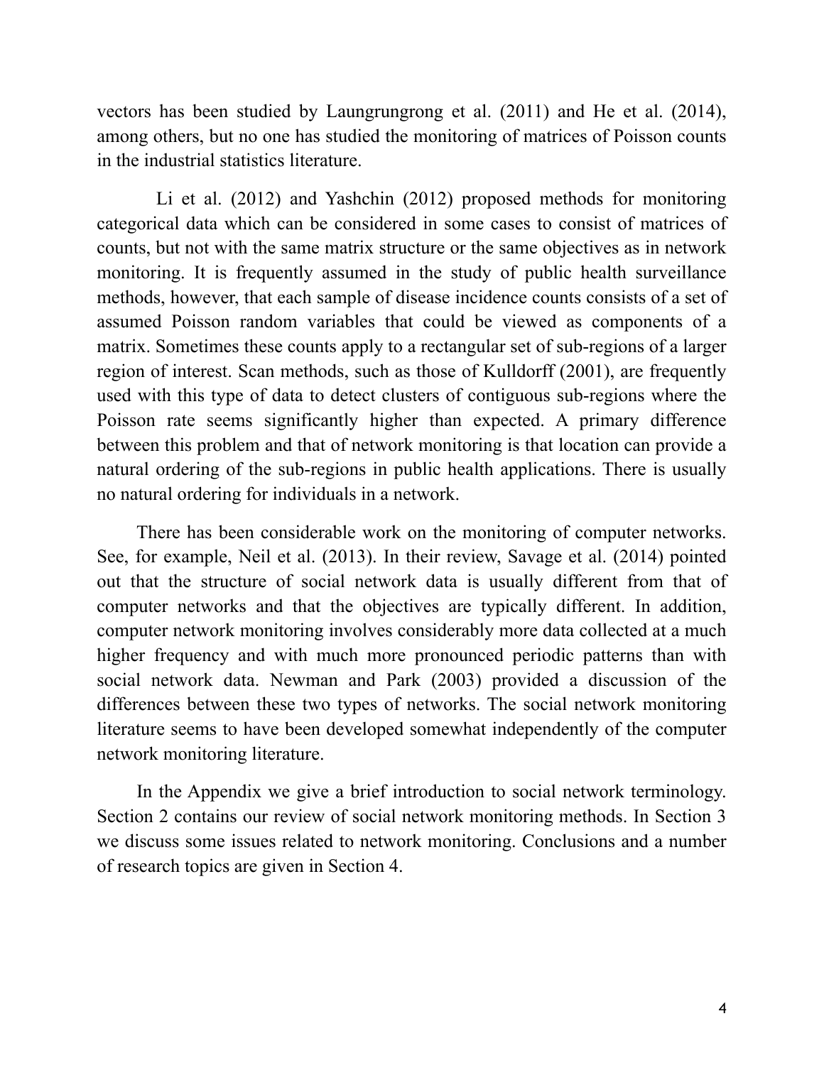vectors has been studied by Laungrungrong et al. (2011) and He et al. (2014), among others, but no one has studied the monitoring of matrices of Poisson counts in the industrial statistics literature.

Li et al. (2012) and Yashchin (2012) proposed methods for monitoring categorical data which can be considered in some cases to consist of matrices of counts, but not with the same matrix structure or the same objectives as in network monitoring. It is frequently assumed in the study of public health surveillance methods, however, that each sample of disease incidence counts consists of a set of assumed Poisson random variables that could be viewed as components of a matrix. Sometimes these counts apply to a rectangular set of sub-regions of a larger region of interest. Scan methods, such as those of Kulldorff (2001), are frequently used with this type of data to detect clusters of contiguous sub-regions where the Poisson rate seems significantly higher than expected. A primary difference between this problem and that of network monitoring is that location can provide a natural ordering of the sub-regions in public health applications. There is usually no natural ordering for individuals in a network.

There has been considerable work on the monitoring of computer networks. See, for example, Neil et al. (2013). In their review, Savage et al. (2014) pointed out that the structure of social network data is usually different from that of computer networks and that the objectives are typically different. In addition, computer network monitoring involves considerably more data collected at a much higher frequency and with much more pronounced periodic patterns than with social network data. Newman and Park (2003) provided a discussion of the differences between these two types of networks. The social network monitoring literature seems to have been developed somewhat independently of the computer network monitoring literature.

In the Appendix we give a brief introduction to social network terminology. Section 2 contains our review of social network monitoring methods. In Section 3 we discuss some issues related to network monitoring. Conclusions and a number of research topics are given in Section 4.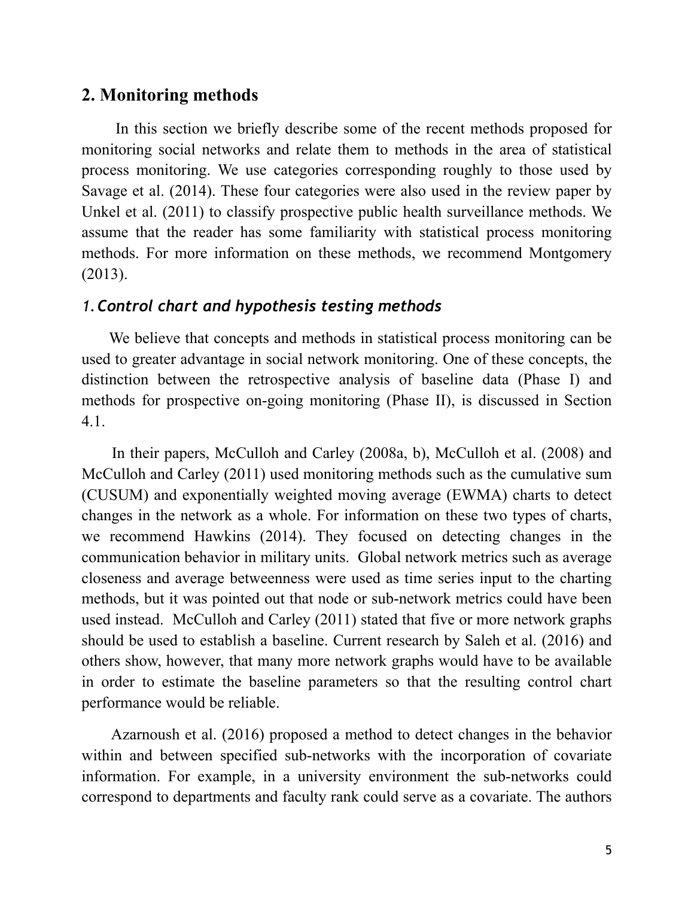## 2. Monitoring methods

In this section we briefly describe some of the recent methods proposed for monitoring social networks and relate them to methods in the area of statistical process monitoring. We use categories corresponding roughly to those used by Savage et al. (2014). These four categories were also used in the review paper by Unkel et al. (2011) to classify prospective public health surveillance methods. We assume that the reader has some familiarity with statistical process monitoring methods. For more information on these methods, we recommend Montgomery (2013).

### *1. Control chart and hypothesis testing methods*

We believe that concepts and methods in statistical process monitoring can be used to greater advantage in social network monitoring. One of these concepts, the distinction between the retrospective analysis of baseline data (Phase I) and methods for prospective on-going monitoring (Phase II), is discussed in Section 4.1.

In their papers, McCulloh and Carley (2008a, b), McCulloh et al. (2008) and McCulloh and Carley (2011) used monitoring methods such as the cumulative sum (CUSUM) and exponentially weighted moving average (EWMA) charts to detect changes in the network as a whole. For information on these two types of charts, we recommend Hawkins (2014). They focused on detecting changes in the communication behavior in military units. Global network metrics such as average closeness and average betweenness were used as time series input to the charting methods, but it was pointed out that node or sub-network metrics could have been used instead. McCulloh and Carley (2011) stated that five or more network graphs should be used to establish a baseline. Current research by Saleh et al. (2016) and others show, however, that many more network graphs would have to be available in order to estimate the baseline parameters so that the resulting control chart performance would be reliable.

Azarnoush et al. (2016) proposed a method to detect changes in the behavior within and between specified sub-networks with the incorporation of covariate information. For example, in a university environment the sub-networks could correspond to departments and faculty rank could serve as a covariate. The authors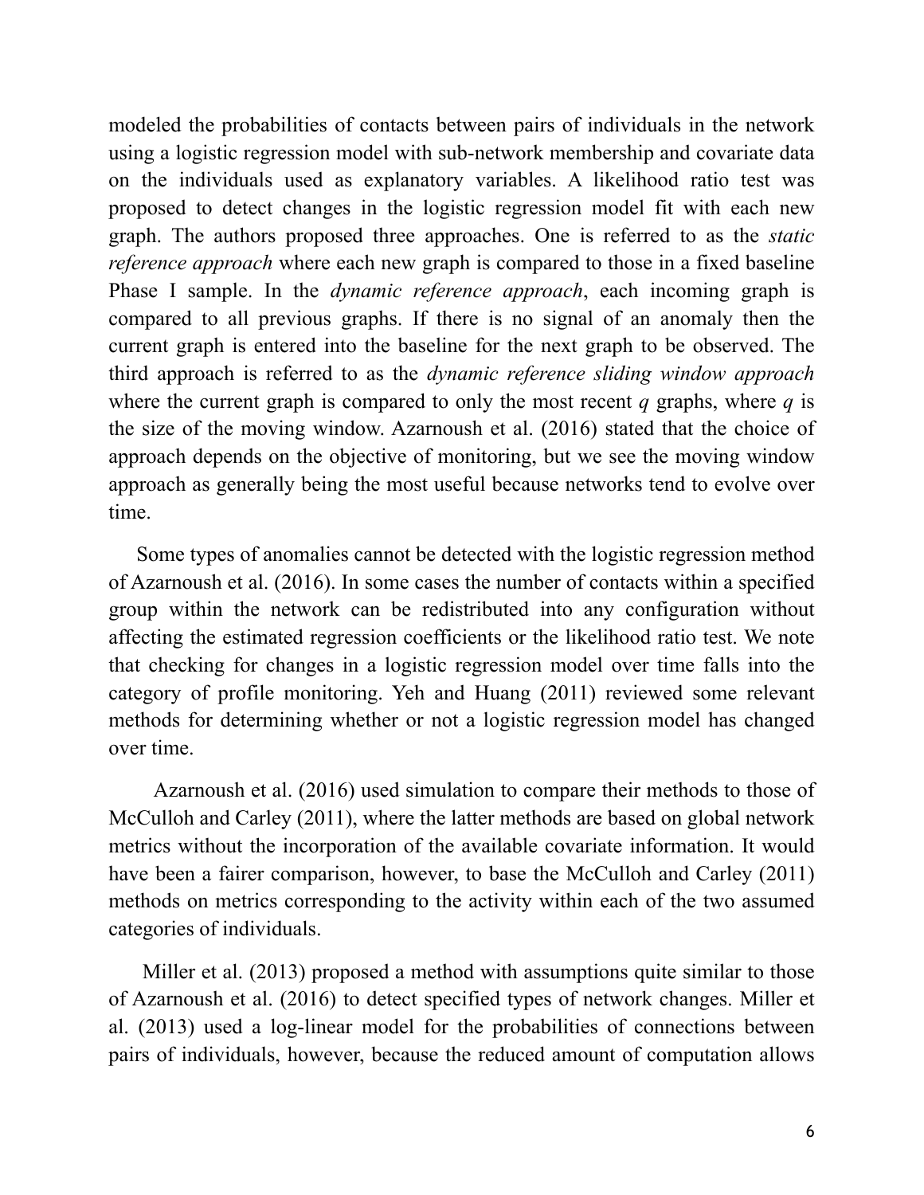modeled the probabilities of contacts between pairs of individuals in the network using a logistic regression model with sub-network membership and covariate data on the individuals used as explanatory variables. A likelihood ratio test was proposed to detect changes in the logistic regression model fit with each new graph. The authors proposed three approaches. One is referred to as the *static reference approach* where each new graph is compared to those in a fixed baseline Phase I sample. In the *dynamic reference approach*, each incoming graph is compared to all previous graphs. If there is no signal of an anomaly then the current graph is entered into the baseline for the next graph to be observed. The third approach is referred to as the *dynamic reference sliding window approach* where the current graph is compared to only the most recent $q$ graphs, where $q$ is the size of the moving window. Azarnoush et al. (2016) stated that the choice of approach depends on the objective of monitoring, but we see the moving window approach as generally being the most useful because networks tend to evolve over time.

Some types of anomalies cannot be detected with the logistic regression method of Azarnoush et al. (2016). In some cases the number of contacts within a specified group within the network can be redistributed into any configuration without affecting the estimated regression coefficients or the likelihood ratio test. We note that checking for changes in a logistic regression model over time falls into the category of profile monitoring. Yeh and Huang (2011) reviewed some relevant methods for determining whether or not a logistic regression model has changed over time.

Azarnoush et al. (2016) used simulation to compare their methods to those of McCulloh and Carley (2011), where the latter methods are based on global network metrics without the incorporation of the available covariate information. It would have been a fairer comparison, however, to base the McCulloh and Carley (2011) methods on metrics corresponding to the activity within each of the two assumed categories of individuals.

Miller et al. (2013) proposed a method with assumptions quite similar to those of Azarnoush et al. (2016) to detect specified types of network changes. Miller et al. (2013) used a log-linear model for the probabilities of connections between pairs of individuals, however, because the reduced amount of computation allows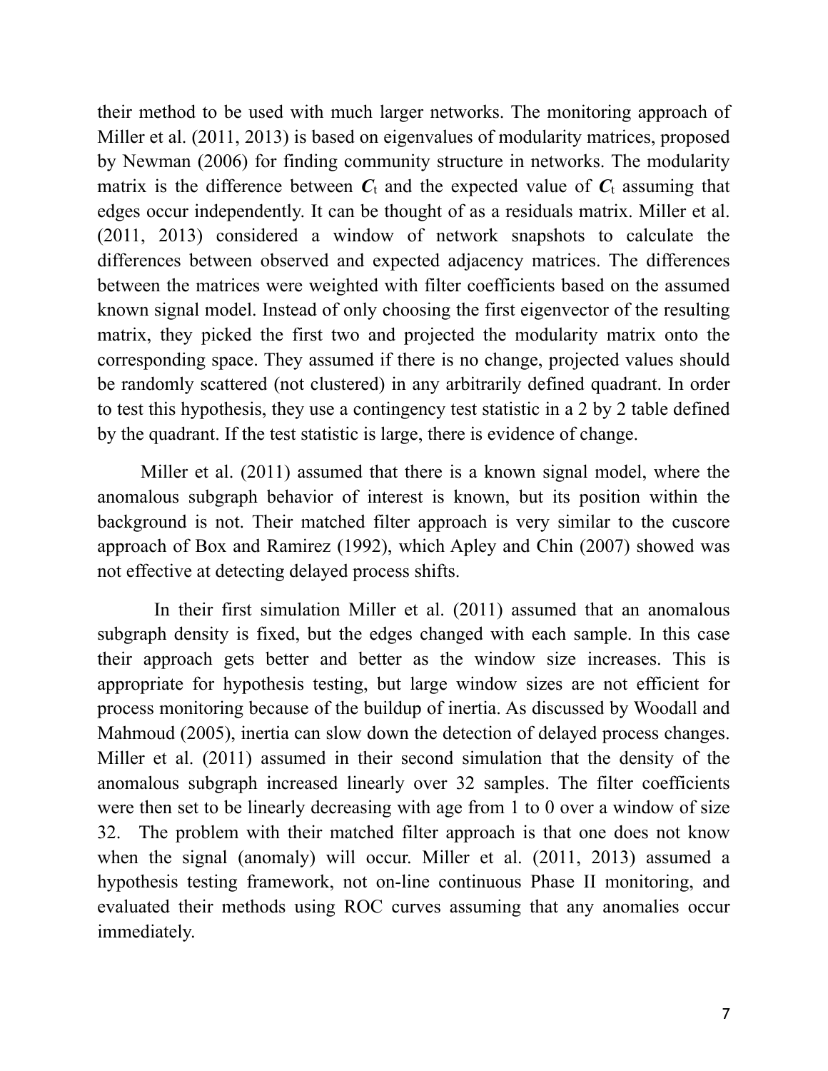their method to be used with much larger networks. The monitoring approach of Miller et al. (2011, 2013) is based on eigenvalues of modularity matrices, proposed by Newman (2006) for finding community structure in networks. The modularity matrix is the difference between $\boldsymbol{C}_t$ and the expected value of $\boldsymbol{C}_t$ assuming that edges occur independently. It can be thought of as a residuals matrix. Miller et al. (2011, 2013) considered a window of network snapshots to calculate the differences between observed and expected adjacency matrices. The differences between the matrices were weighted with filter coefficients based on the assumed known signal model. Instead of only choosing the first eigenvector of the resulting matrix, they picked the first two and projected the modularity matrix onto the corresponding space. They assumed if there is no change, projected values should be randomly scattered (not clustered) in any arbitrarily defined quadrant. In order to test this hypothesis, they use a contingency test statistic in a 2 by 2 table defined by the quadrant. If the test statistic is large, there is evidence of change.

Miller et al. (2011) assumed that there is a known signal model, where the anomalous subgraph behavior of interest is known, but its position within the background is not. Their matched filter approach is very similar to the cuscore approach of Box and Ramirez (1992), which Apley and Chin (2007) showed was not effective at detecting delayed process shifts.

In their first simulation Miller et al. (2011) assumed that an anomalous subgraph density is fixed, but the edges changed with each sample. In this case their approach gets better and better as the window size increases. This is appropriate for hypothesis testing, but large window sizes are not efficient for process monitoring because of the buildup of inertia. As discussed by Woodall and Mahmoud (2005), inertia can slow down the detection of delayed process changes. Miller et al. (2011) assumed in their second simulation that the density of the anomalous subgraph increased linearly over 32 samples. The filter coefficients were then set to be linearly decreasing with age from 1 to 0 over a window of size 32. The problem with their matched filter approach is that one does not know when the signal (anomaly) will occur. Miller et al. (2011, 2013) assumed a hypothesis testing framework, not on-line continuous Phase II monitoring, and evaluated their methods using ROC curves assuming that any anomalies occur immediately.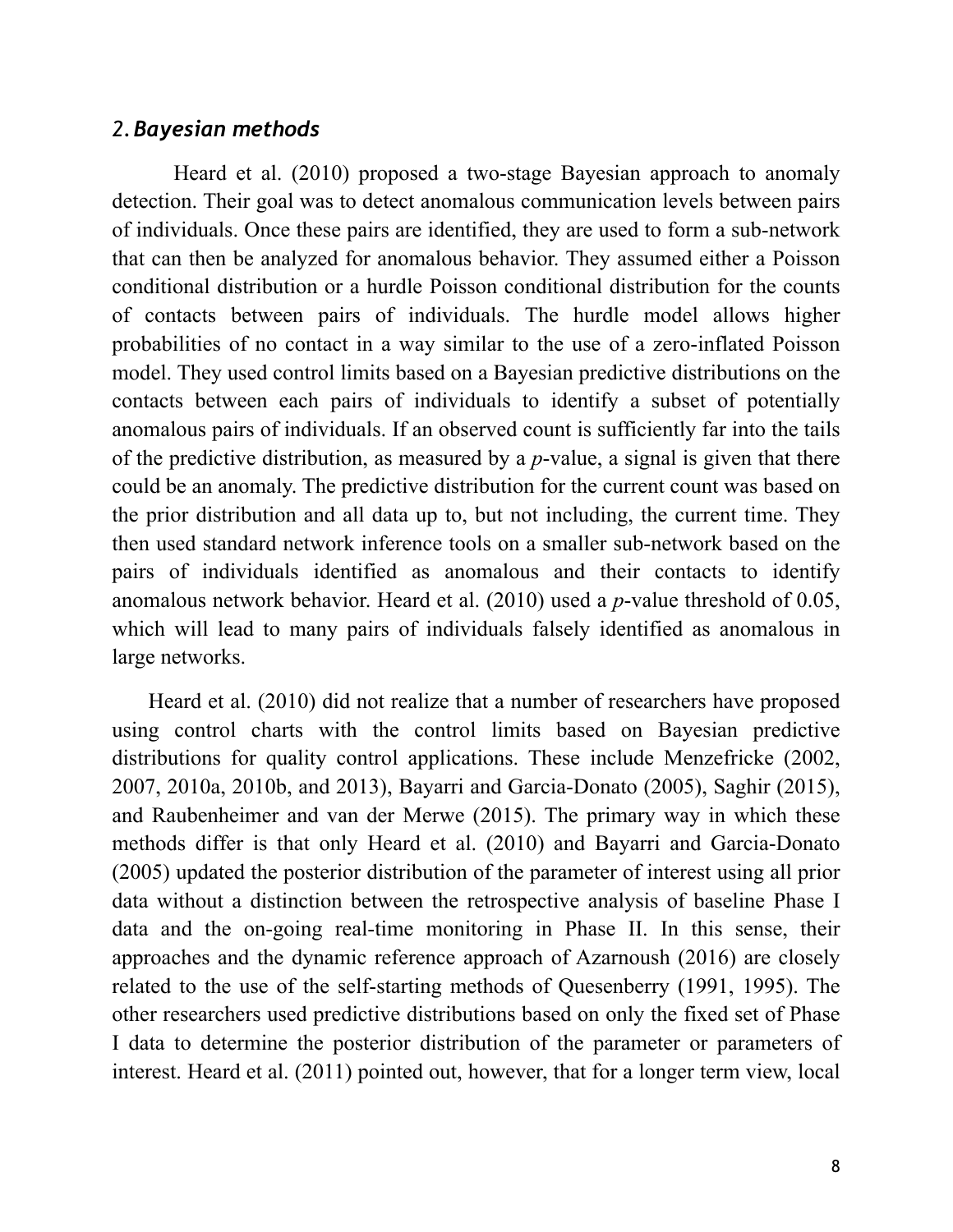## 2. *Bayesian methods*

Heard et al. (2010) proposed a two-stage Bayesian approach to anomaly detection. Their goal was to detect anomalous communication levels between pairs of individuals. Once these pairs are identified, they are used to form a sub-network that can then be analyzed for anomalous behavior. They assumed either a Poisson conditional distribution or a hurdle Poisson conditional distribution for the counts of contacts between pairs of individuals. The hurdle model allows higher probabilities of no contact in a way similar to the use of a zero-inflated Poisson model. They used control limits based on a Bayesian predictive distributions on the contacts between each pairs of individuals to identify a subset of potentially anomalous pairs of individuals. If an observed count is sufficiently far into the tails of the predictive distribution, as measured by a *p*-value, a signal is given that there could be an anomaly. The predictive distribution for the current count was based on the prior distribution and all data up to, but not including, the current time. They then used standard network inference tools on a smaller sub-network based on the pairs of individuals identified as anomalous and their contacts to identify anomalous network behavior. Heard et al. (2010) used a *p*-value threshold of 0.05, which will lead to many pairs of individuals falsely identified as anomalous in large networks.

Heard et al. (2010) did not realize that a number of researchers have proposed using control charts with the control limits based on Bayesian predictive distributions for quality control applications. These include Menzefricke (2002, 2007, 2010a, 2010b, and 2013), Bayarri and Garcia-Donato (2005), Saghir (2015), and Raubenheimer and van der Merwe (2015). The primary way in which these methods differ is that only Heard et al. (2010) and Bayarri and Garcia-Donato (2005) updated the posterior distribution of the parameter of interest using all prior data without a distinction between the retrospective analysis of baseline Phase I data and the on-going real-time monitoring in Phase II. In this sense, their approaches and the dynamic reference approach of Azarnoush (2016) are closely related to the use of the self-starting methods of Quesenberry (1991, 1995). The other researchers used predictive distributions based on only the fixed set of Phase I data to determine the posterior distribution of the parameter or parameters of interest. Heard et al. (2011) pointed out, however, that for a longer term view, local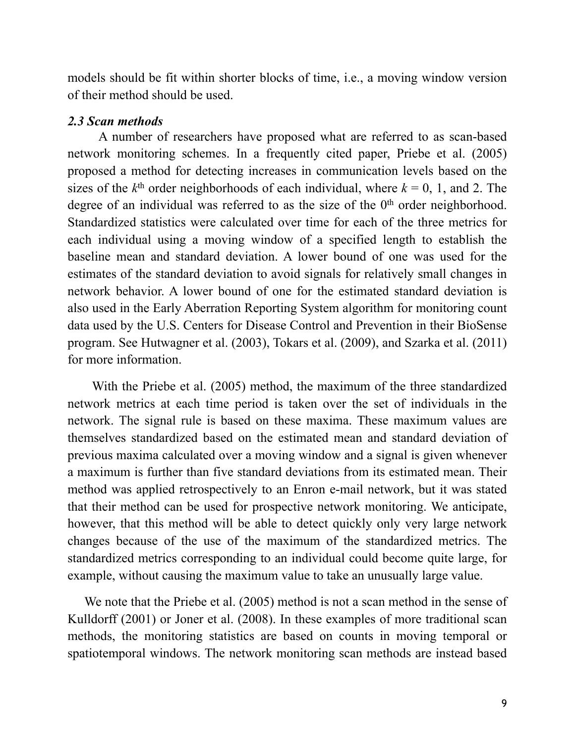models should be fit within shorter blocks of time, i.e., a moving window version of their method should be used.

### *2.3 Scan methods*

A number of researchers have proposed what are referred to as scan-based network monitoring schemes. In a frequently cited paper, Priebe et al. (2005) proposed a method for detecting increases in communication levels based on the sizes of the $k^{\text{th}}$ order neighborhoods of each individual, where $k = 0$, 1, and 2. The degree of an individual was referred to as the size of the $0^{\text{th}}$ order neighborhood. Standardized statistics were calculated over time for each of the three metrics for each individual using a moving window of a specified length to establish the baseline mean and standard deviation. A lower bound of one was used for the estimates of the standard deviation to avoid signals for relatively small changes in network behavior. A lower bound of one for the estimated standard deviation is also used in the Early Aberration Reporting System algorithm for monitoring count data used by the U.S. Centers for Disease Control and Prevention in their BioSense program. See Hutwagner et al. (2003), Tokars et al. (2009), and Szarka et al. (2011) for more information.

With the Priebe et al. (2005) method, the maximum of the three standardized network metrics at each time period is taken over the set of individuals in the network. The signal rule is based on these maxima. These maximum values are themselves standardized based on the estimated mean and standard deviation of previous maxima calculated over a moving window and a signal is given whenever a maximum is further than five standard deviations from its estimated mean. Their method was applied retrospectively to an Enron e-mail network, but it was stated that their method can be used for prospective network monitoring. We anticipate, however, that this method will be able to detect quickly only very large network changes because of the use of the maximum of the standardized metrics. The standardized metrics corresponding to an individual could become quite large, for example, without causing the maximum value to take an unusually large value.

We note that the Priebe et al. (2005) method is not a scan method in the sense of Kulldorff (2001) or Joner et al. (2008). In these examples of more traditional scan methods, the monitoring statistics are based on counts in moving temporal or spatiotemporal windows. The network monitoring scan methods are instead based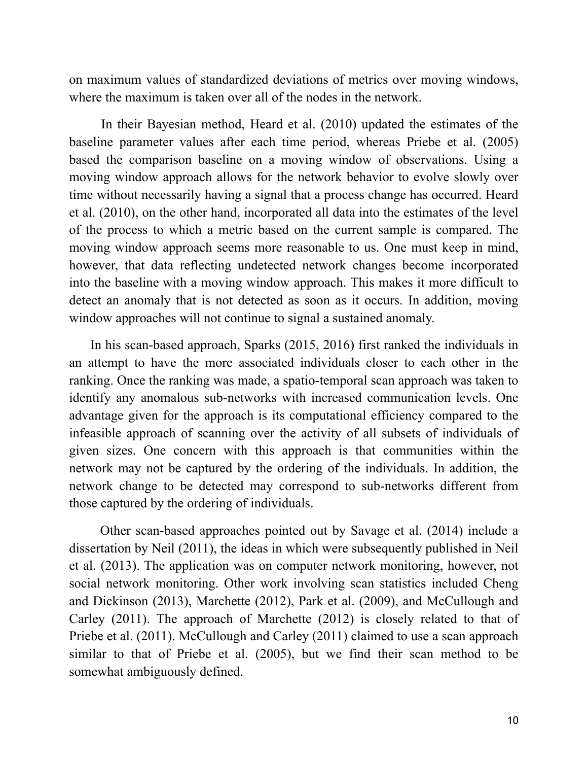on maximum values of standardized deviations of metrics over moving windows, where the maximum is taken over all of the nodes in the network.

In their Bayesian method, Heard et al. (2010) updated the estimates of the baseline parameter values after each time period, whereas Priebe et al. (2005) based the comparison baseline on a moving window of observations. Using a moving window approach allows for the network behavior to evolve slowly over time without necessarily having a signal that a process change has occurred. Heard et al. (2010), on the other hand, incorporated all data into the estimates of the level of the process to which a metric based on the current sample is compared. The moving window approach seems more reasonable to us. One must keep in mind, however, that data reflecting undetected network changes become incorporated into the baseline with a moving window approach. This makes it more difficult to detect an anomaly that is not detected as soon as it occurs. In addition, moving window approaches will not continue to signal a sustained anomaly.

In his scan-based approach, Sparks (2015, 2016) first ranked the individuals in an attempt to have the more associated individuals closer to each other in the ranking. Once the ranking was made, a spatio-temporal scan approach was taken to identify any anomalous sub-networks with increased communication levels. One advantage given for the approach is its computational efficiency compared to the infeasible approach of scanning over the activity of all subsets of individuals of given sizes. One concern with this approach is that communities within the network may not be captured by the ordering of the individuals. In addition, the network change to be detected may correspond to sub-networks different from those captured by the ordering of individuals.

Other scan-based approaches pointed out by Savage et al. (2014) include a dissertation by Neil (2011), the ideas in which were subsequently published in Neil et al. (2013). The application was on computer network monitoring, however, not social network monitoring. Other work involving scan statistics included Cheng and Dickinson (2013), Marchette (2012), Park et al. (2009), and McCullough and Carley (2011). The approach of Marchette (2012) is closely related to that of Priebe et al. (2011). McCullough and Carley (2011) claimed to use a scan approach similar to that of Priebe et al. (2005), but we find their scan method to be somewhat ambiguously defined.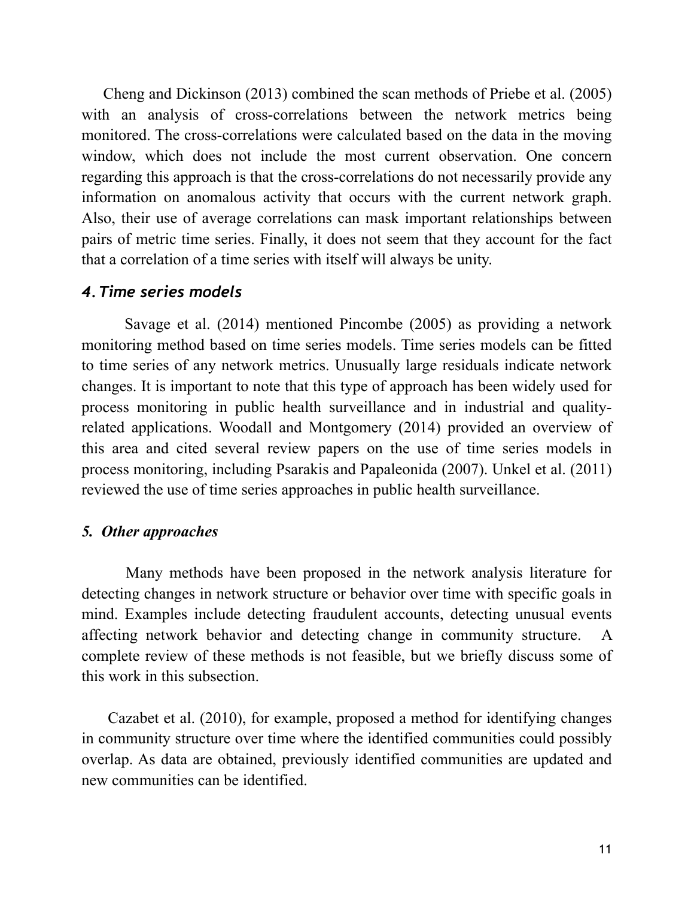Cheng and Dickinson (2013) combined the scan methods of Priebe et al. (2005) with an analysis of cross-correlations between the network metrics being monitored. The cross-correlations were calculated based on the data in the moving window, which does not include the most current observation. One concern regarding this approach is that the cross-correlations do not necessarily provide any information on anomalous activity that occurs with the current network graph. Also, their use of average correlations can mask important relationships between pairs of metric time series. Finally, it does not seem that they account for the fact that a correlation of a time series with itself will always be unity.

## 4. Time series models

Savage et al. (2014) mentioned Pincombe (2005) as providing a network monitoring method based on time series models. Time series models can be fitted to time series of any network metrics. Unusually large residuals indicate network changes. It is important to note that this type of approach has been widely used for process monitoring in public health surveillance and in industrial and quality-related applications. Woodall and Montgomery (2014) provided an overview of this area and cited several review papers on the use of time series models in process monitoring, including Psarakis and Papaleonida (2007). Unkel et al. (2011) reviewed the use of time series approaches in public health surveillance.

## 5. Other approaches

Many methods have been proposed in the network analysis literature for detecting changes in network structure or behavior over time with specific goals in mind. Examples include detecting fraudulent accounts, detecting unusual events affecting network behavior and detecting change in community structure. A complete review of these methods is not feasible, but we briefly discuss some of this work in this subsection.

Cazabet et al. (2010), for example, proposed a method for identifying changes in community structure over time where the identified communities could possibly overlap. As data are obtained, previously identified communities are updated and new communities can be identified.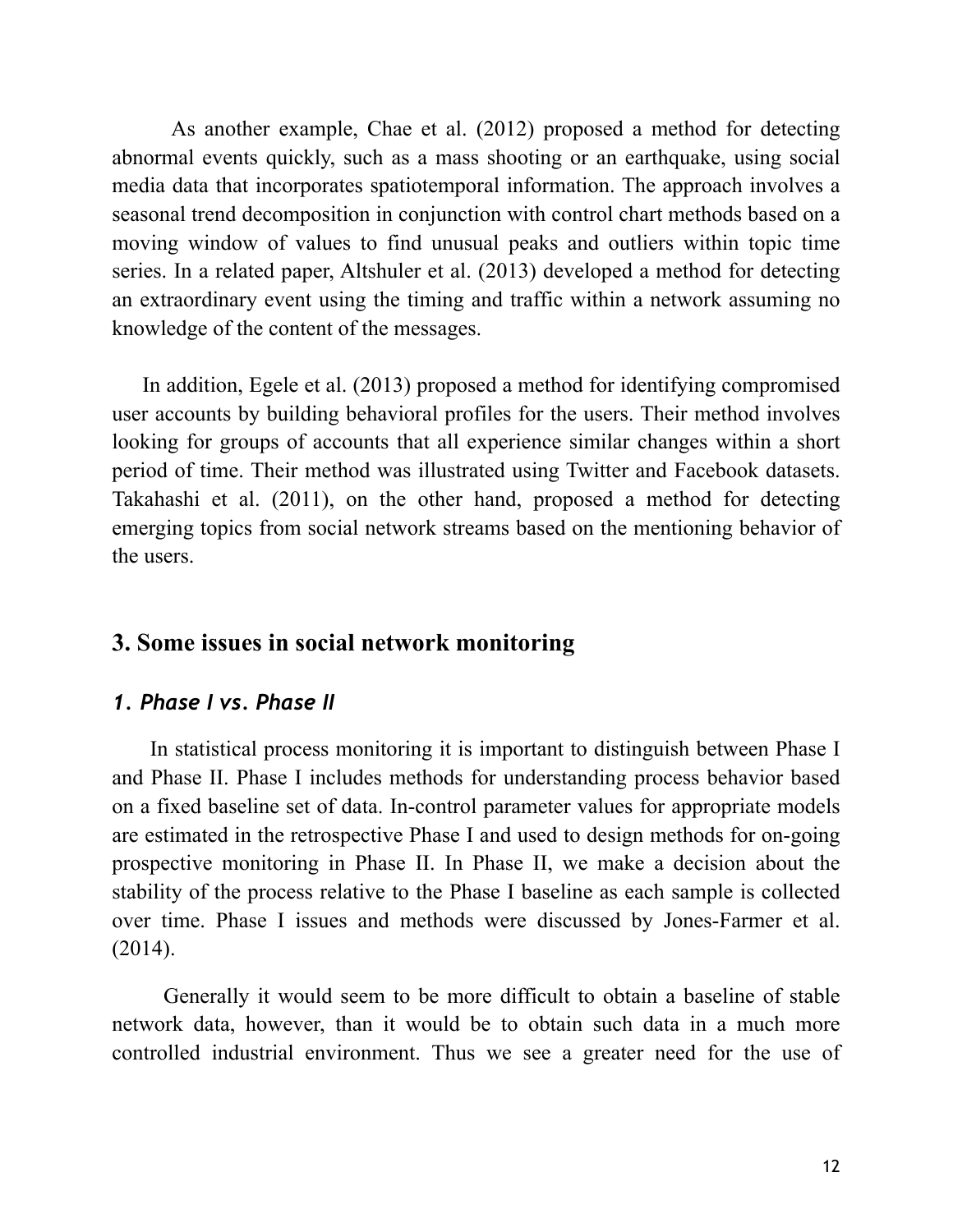As another example, Chae et al. (2012) proposed a method for detecting abnormal events quickly, such as a mass shooting or an earthquake, using social media data that incorporates spatiotemporal information. The approach involves a seasonal trend decomposition in conjunction with control chart methods based on a moving window of values to find unusual peaks and outliers within topic time series. In a related paper, Altshuler et al. (2013) developed a method for detecting an extraordinary event using the timing and traffic within a network assuming no knowledge of the content of the messages.

In addition, Egele et al. (2013) proposed a method for identifying compromised user accounts by building behavioral profiles for the users. Their method involves looking for groups of accounts that all experience similar changes within a short period of time. Their method was illustrated using Twitter and Facebook datasets. Takahashi et al. (2011), on the other hand, proposed a method for detecting emerging topics from social network streams based on the mentioning behavior of the users.

## 3. Some issues in social network monitoring

### *1. Phase I vs. Phase II*

In statistical process monitoring it is important to distinguish between Phase I and Phase II. Phase I includes methods for understanding process behavior based on a fixed baseline set of data. In-control parameter values for appropriate models are estimated in the retrospective Phase I and used to design methods for on-going prospective monitoring in Phase II. In Phase II, we make a decision about the stability of the process relative to the Phase I baseline as each sample is collected over time. Phase I issues and methods were discussed by Jones-Farmer et al. (2014).

Generally it would seem to be more difficult to obtain a baseline of stable network data, however, than it would be to obtain such data in a much more controlled industrial environment. Thus we see a greater need for the use of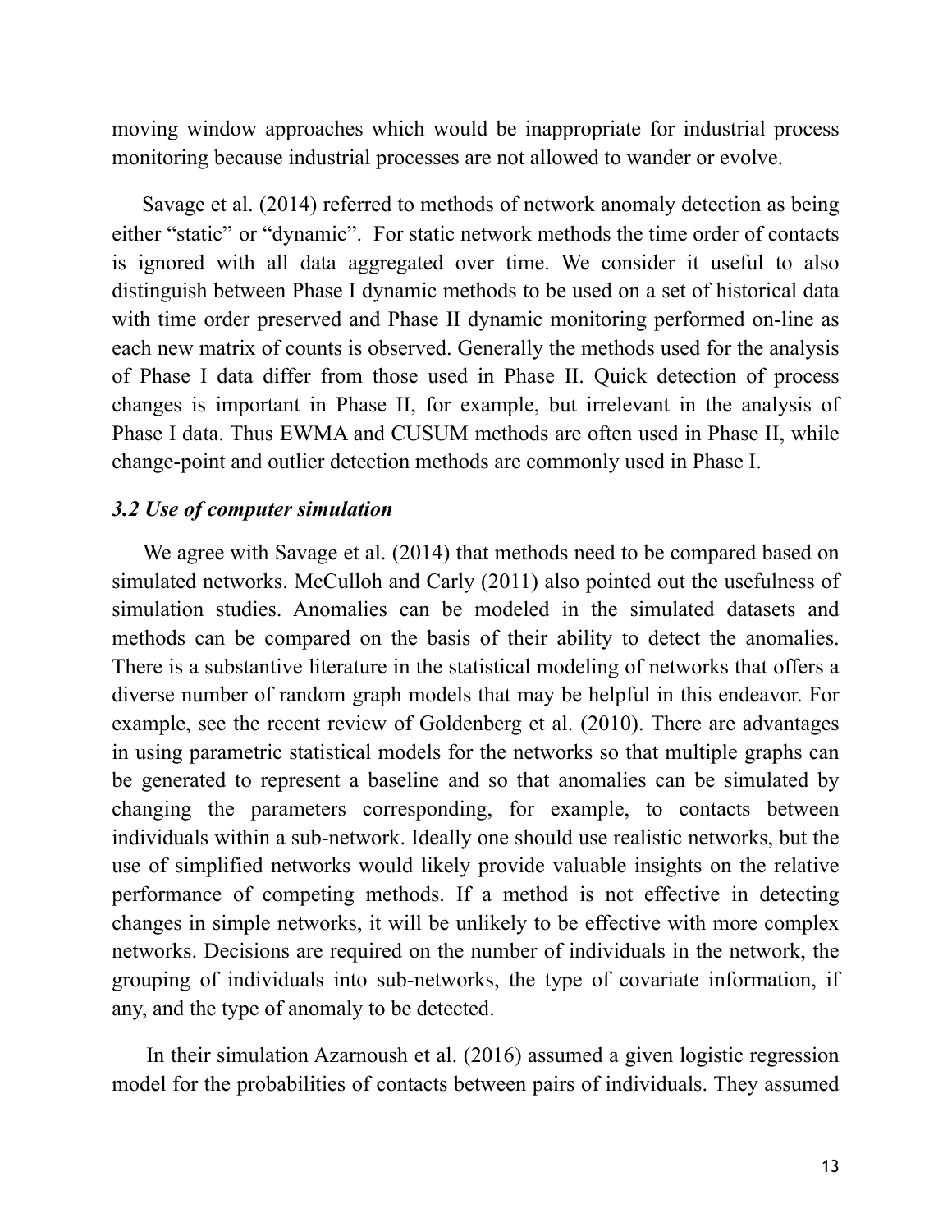moving window approaches which would be inappropriate for industrial process monitoring because industrial processes are not allowed to wander or evolve.

Savage et al. (2014) referred to methods of network anomaly detection as being either “static” or “dynamic”. For static network methods the time order of contacts is ignored with all data aggregated over time. We consider it useful to also distinguish between Phase I dynamic methods to be used on a set of historical data with time order preserved and Phase II dynamic monitoring performed on-line as each new matrix of counts is observed. Generally the methods used for the analysis of Phase I data differ from those used in Phase II. Quick detection of process changes is important in Phase II, for example, but irrelevant in the analysis of Phase I data. Thus EWMA and CUSUM methods are often used in Phase II, while change-point and outlier detection methods are commonly used in Phase I.

### *3.2 Use of computer simulation*

We agree with Savage et al. (2014) that methods need to be compared based on simulated networks. McCulloh and Carly (2011) also pointed out the usefulness of simulation studies. Anomalies can be modeled in the simulated datasets and methods can be compared on the basis of their ability to detect the anomalies. There is a substantive literature in the statistical modeling of networks that offers a diverse number of random graph models that may be helpful in this endeavor. For example, see the recent review of Goldenberg et al. (2010). There are advantages in using parametric statistical models for the networks so that multiple graphs can be generated to represent a baseline and so that anomalies can be simulated by changing the parameters corresponding, for example, to contacts between individuals within a sub-network. Ideally one should use realistic networks, but the use of simplified networks would likely provide valuable insights on the relative performance of competing methods. If a method is not effective in detecting changes in simple networks, it will be unlikely to be effective with more complex networks. Decisions are required on the number of individuals in the network, the grouping of individuals into sub-networks, the type of covariate information, if any, and the type of anomaly to be detected.

In their simulation Azarnoush et al. (2016) assumed a given logistic regression model for the probabilities of contacts between pairs of individuals. They assumed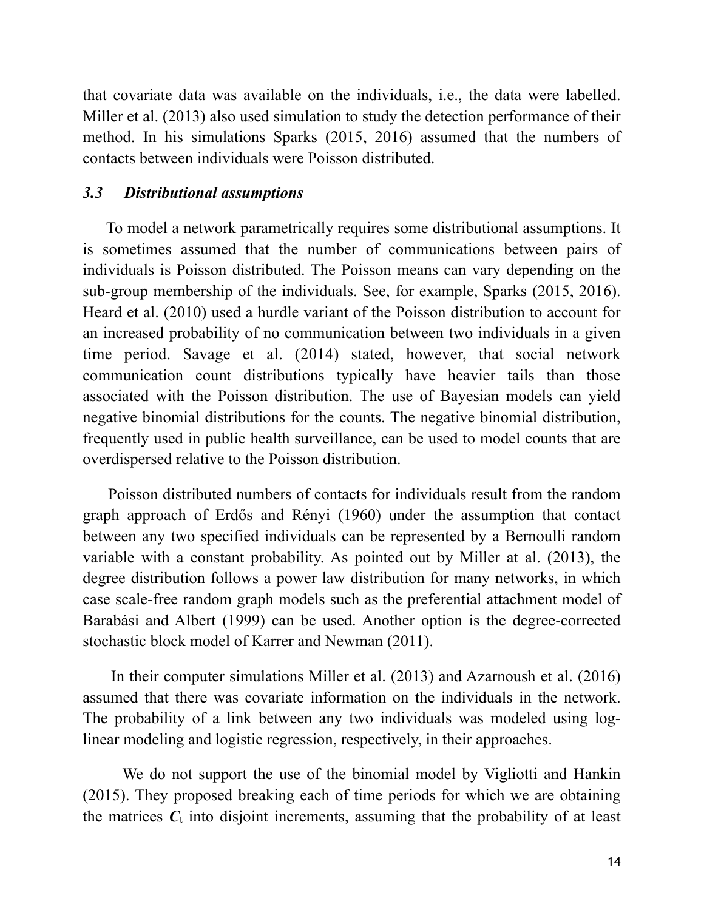that covariate data was available on the individuals, i.e., the data were labelled. Miller et al. (2013) also used simulation to study the detection performance of their method. In his simulations Sparks (2015, 2016) assumed that the numbers of contacts between individuals were Poisson distributed.

### *3.3 Distributional assumptions*

To model a network parametrically requires some distributional assumptions. It is sometimes assumed that the number of communications between pairs of individuals is Poisson distributed. The Poisson means can vary depending on the sub-group membership of the individuals. See, for example, Sparks (2015, 2016). Heard et al. (2010) used a hurdle variant of the Poisson distribution to account for an increased probability of no communication between two individuals in a given time period. Savage et al. (2014) stated, however, that social network communication count distributions typically have heavier tails than those associated with the Poisson distribution. The use of Bayesian models can yield negative binomial distributions for the counts. The negative binomial distribution, frequently used in public health surveillance, can be used to model counts that are overdispersed relative to the Poisson distribution.

Poisson distributed numbers of contacts for individuals result from the random graph approach of Erdős and Rényi (1960) under the assumption that contact between any two specified individuals can be represented by a Bernoulli random variable with a constant probability. As pointed out by Miller at al. (2013), the degree distribution follows a power law distribution for many networks, in which case scale-free random graph models such as the preferential attachment model of Barabási and Albert (1999) can be used. Another option is the degree-corrected stochastic block model of Karrer and Newman (2011).

In their computer simulations Miller et al. (2013) and Azarnoush et al. (2016) assumed that there was covariate information on the individuals in the network. The probability of a link between any two individuals was modeled using log-linear modeling and logistic regression, respectively, in their approaches.

We do not support the use of the binomial model by Vigliotti and Hankin (2015). They proposed breaking each of time periods for which we are obtaining the matrices $\boldsymbol{C}_t$ into disjoint increments, assuming that the probability of at least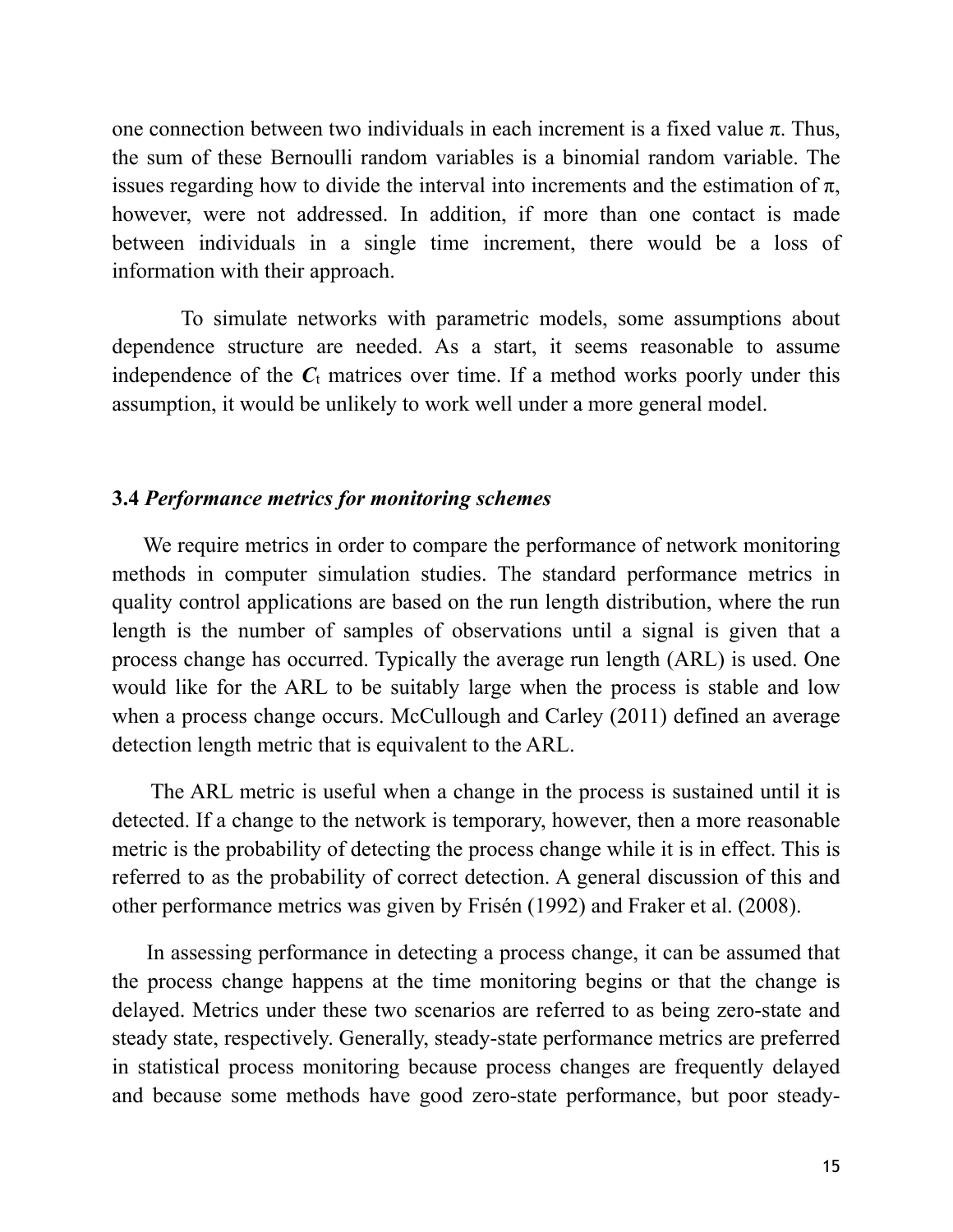one connection between two individuals in each increment is a fixed value $\pi$. Thus, the sum of these Bernoulli random variables is a binomial random variable. The issues regarding how to divide the interval into increments and the estimation of $\pi$, however, were not addressed. In addition, if more than one contact is made between individuals in a single time increment, there would be a loss of information with their approach.

To simulate networks with parametric models, some assumptions about dependence structure are needed. As a start, it seems reasonable to assume independence of the $\boldsymbol{C}_t$ matrices over time. If a method works poorly under this assumption, it would be unlikely to work well under a more general model.

### 3.4 *Performance metrics for monitoring schemes*

We require metrics in order to compare the performance of network monitoring methods in computer simulation studies. The standard performance metrics in quality control applications are based on the run length distribution, where the run length is the number of samples of observations until a signal is given that a process change has occurred. Typically the average run length (ARL) is used. One would like for the ARL to be suitably large when the process is stable and low when a process change occurs. McCullough and Carley (2011) defined an average detection length metric that is equivalent to the ARL.

The ARL metric is useful when a change in the process is sustained until it is detected. If a change to the network is temporary, however, then a more reasonable metric is the probability of detecting the process change while it is in effect. This is referred to as the probability of correct detection. A general discussion of this and other performance metrics was given by Frisén (1992) and Fraker et al. (2008).

In assessing performance in detecting a process change, it can be assumed that the process change happens at the time monitoring begins or that the change is delayed. Metrics under these two scenarios are referred to as being zero-state and steady state, respectively. Generally, steady-state performance metrics are preferred in statistical process monitoring because process changes are frequently delayed and because some methods have good zero-state performance, but poor steady-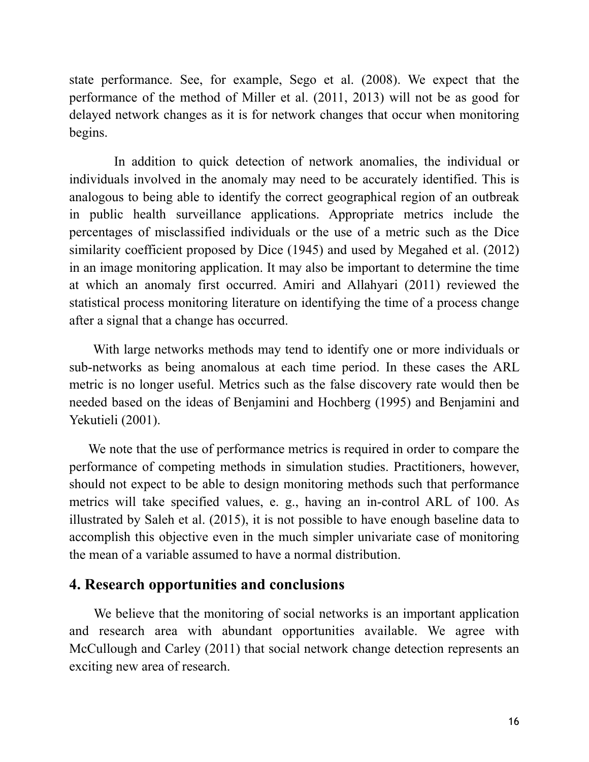state performance. See, for example, Sego et al. (2008). We expect that the performance of the method of Miller et al. (2011, 2013) will not be as good for delayed network changes as it is for network changes that occur when monitoring begins.

In addition to quick detection of network anomalies, the individual or individuals involved in the anomaly may need to be accurately identified. This is analogous to being able to identify the correct geographical region of an outbreak in public health surveillance applications. Appropriate metrics include the percentages of misclassified individuals or the use of a metric such as the Dice similarity coefficient proposed by Dice (1945) and used by Megahed et al. (2012) in an image monitoring application. It may also be important to determine the time at which an anomaly first occurred. Amiri and Allahyari (2011) reviewed the statistical process monitoring literature on identifying the time of a process change after a signal that a change has occurred.

With large networks methods may tend to identify one or more individuals or sub-networks as being anomalous at each time period. In these cases the ARL metric is no longer useful. Metrics such as the false discovery rate would then be needed based on the ideas of Benjamini and Hochberg (1995) and Benjamini and Yekutieli (2001).

We note that the use of performance metrics is required in order to compare the performance of competing methods in simulation studies. Practitioners, however, should not expect to be able to design monitoring methods such that performance metrics will take specified values, e. g., having an in-control ARL of 100. As illustrated by Saleh et al. (2015), it is not possible to have enough baseline data to accomplish this objective even in the much simpler univariate case of monitoring the mean of a variable assumed to have a normal distribution.

## 4. Research opportunities and conclusions

We believe that the monitoring of social networks is an important application and research area with abundant opportunities available. We agree with McCullough and Carley (2011) that social network change detection represents an exciting new area of research.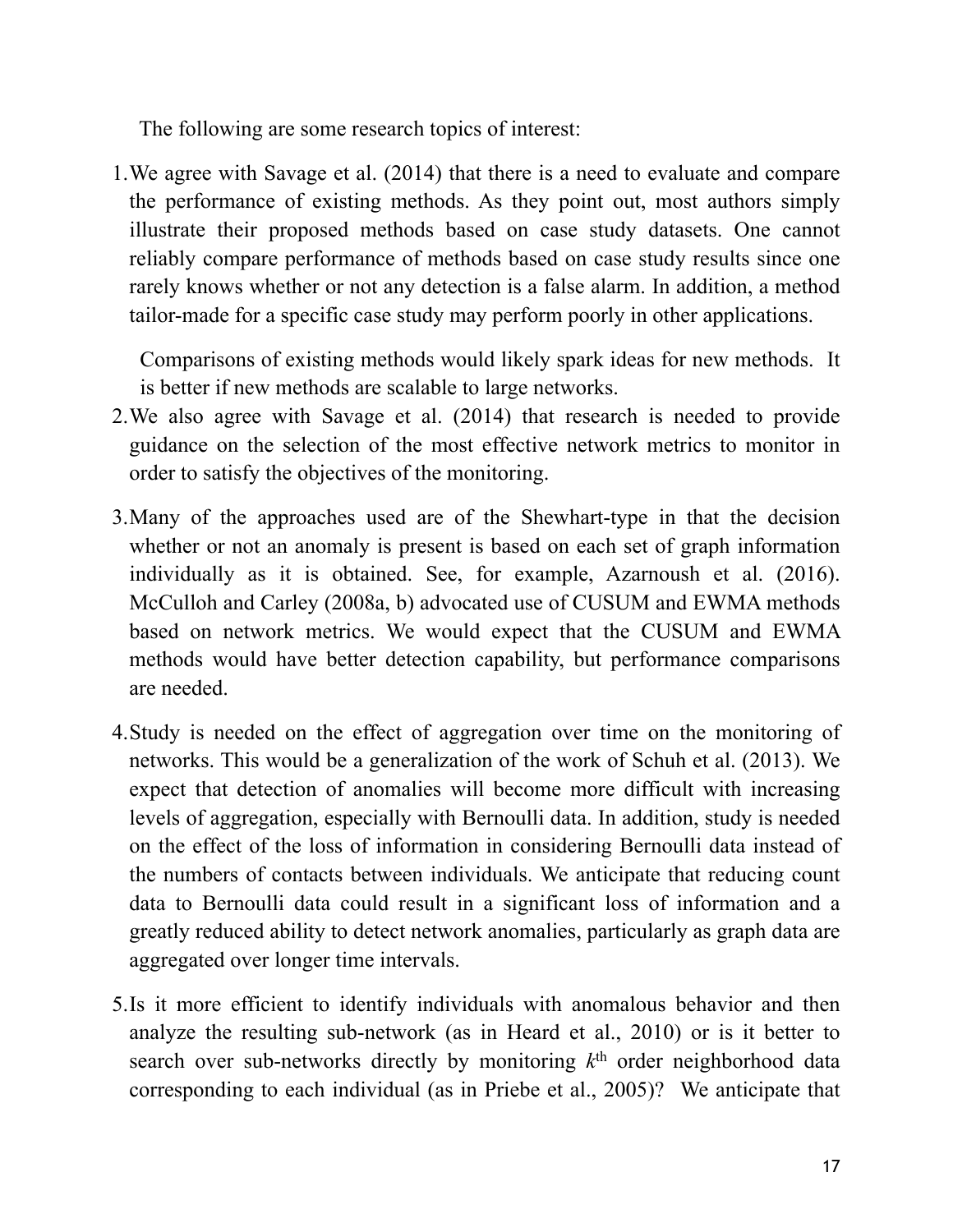The following are some research topics of interest:

1. We agree with Savage et al. (2014) that there is a need to evaluate and compare the performance of existing methods. As they point out, most authors simply illustrate their proposed methods based on case study datasets. One cannot reliably compare performance of methods based on case study results since one rarely knows whether or not any detection is a false alarm. In addition, a method tailor-made for a specific case study may perform poorly in other applications.

   Comparisons of existing methods would likely spark ideas for new methods. It is better if new methods are scalable to large networks.
2. We also agree with Savage et al. (2014) that research is needed to provide guidance on the selection of the most effective network metrics to monitor in order to satisfy the objectives of the monitoring.

3. Many of the approaches used are of the Shewhart-type in that the decision whether or not an anomaly is present is based on each set of graph information individually as it is obtained. See, for example, Azarnoush et al. (2016). McCulloh and Carley (2008a, b) advocated use of CUSUM and EWMA methods based on network metrics. We would expect that the CUSUM and EWMA methods would have better detection capability, but performance comparisons are needed.

4. Study is needed on the effect of aggregation over time on the monitoring of networks. This would be a generalization of the work of Schuh et al. (2013). We expect that detection of anomalies will become more difficult with increasing levels of aggregation, especially with Bernoulli data. In addition, study is needed on the effect of the loss of information in considering Bernoulli data instead of the numbers of contacts between individuals. We anticipate that reducing count data to Bernoulli data could result in a significant loss of information and a greatly reduced ability to detect network anomalies, particularly as graph data are aggregated over longer time intervals.

5. Is it more efficient to identify individuals with anomalous behavior and then analyze the resulting sub-network (as in Heard et al., 2010) or is it better to search over sub-networks directly by monitoring $k^{th}$ order neighborhood data corresponding to each individual (as in Priebe et al., 2005)? We anticipate that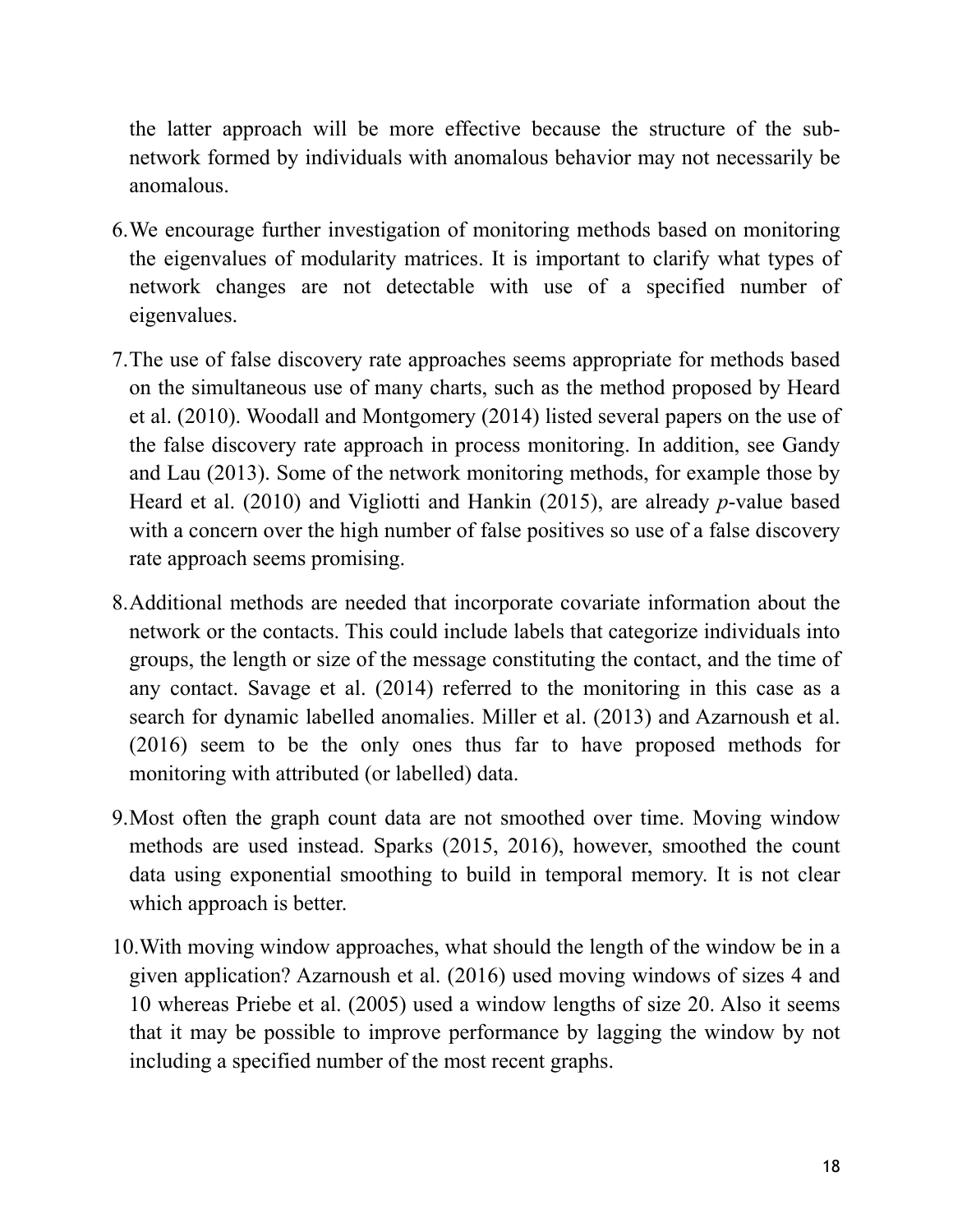the latter approach will be more effective because the structure of the sub-network formed by individuals with anomalous behavior may not necessarily be anomalous.

6. We encourage further investigation of monitoring methods based on monitoring the eigenvalues of modularity matrices. It is important to clarify what types of network changes are not detectable with use of a specified number of eigenvalues.

7. The use of false discovery rate approaches seems appropriate for methods based on the simultaneous use of many charts, such as the method proposed by Heard et al. (2010). Woodall and Montgomery (2014) listed several papers on the use of the false discovery rate approach in process monitoring. In addition, see Gandy and Lau (2013). Some of the network monitoring methods, for example those by Heard et al. (2010) and Vigliotti and Hankin (2015), are already $p$-value based with a concern over the high number of false positives so use of a false discovery rate approach seems promising.

8. Additional methods are needed that incorporate covariate information about the network or the contacts. This could include labels that categorize individuals into groups, the length or size of the message constituting the contact, and the time of any contact. Savage et al. (2014) referred to the monitoring in this case as a search for dynamic labelled anomalies. Miller et al. (2013) and Azarnoush et al. (2016) seem to be the only ones thus far to have proposed methods for monitoring with attributed (or labelled) data.

9. Most often the graph count data are not smoothed over time. Moving window methods are used instead. Sparks (2015, 2016), however, smoothed the count data using exponential smoothing to build in temporal memory. It is not clear which approach is better.

10. With moving window approaches, what should the length of the window be in a given application? Azarnoush et al. (2016) used moving windows of sizes 4 and 10 whereas Priebe et al. (2005) used a window lengths of size 20. Also it seems that it may be possible to improve performance by lagging the window by not including a specified number of the most recent graphs.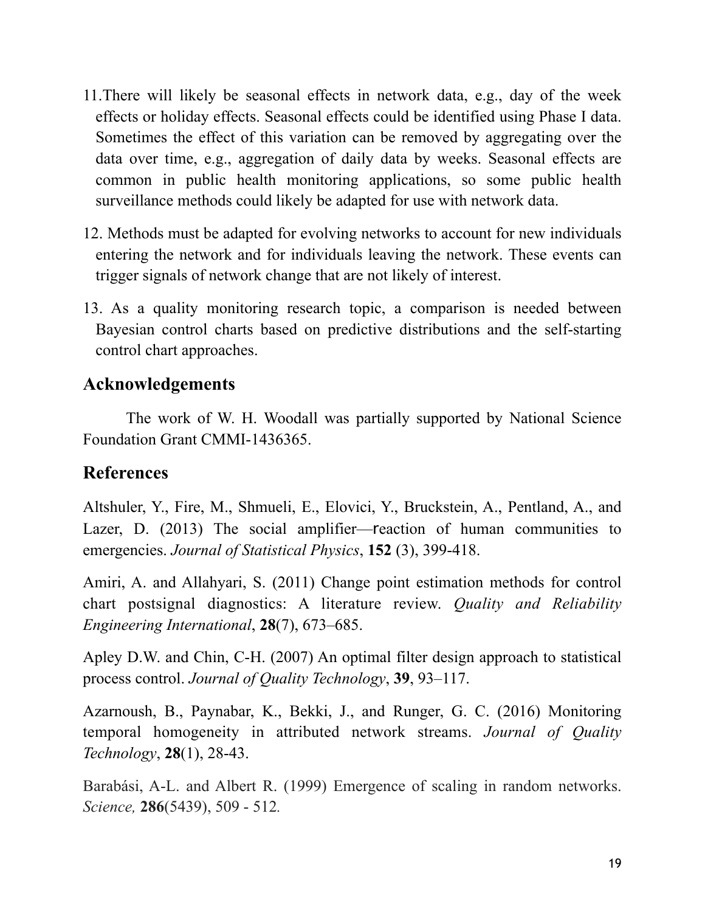11. There will likely be seasonal effects in network data, e.g., day of the week effects or holiday effects. Seasonal effects could be identified using Phase I data. Sometimes the effect of this variation can be removed by aggregating over the data over time, e.g., aggregation of daily data by weeks. Seasonal effects are common in public health monitoring applications, so some public health surveillance methods could likely be adapted for use with network data.

12. Methods must be adapted for evolving networks to account for new individuals entering the network and for individuals leaving the network. These events can trigger signals of network change that are not likely of interest.

13. As a quality monitoring research topic, a comparison is needed between Bayesian control charts based on predictive distributions and the self-starting control chart approaches.

## Acknowledgements

The work of W. H. Woodall was partially supported by National Science Foundation Grant CMMI-1436365.

## References

Altshuler, Y., Fire, M., Shmueli, E., Elovici, Y., Bruckstein, A., Pentland, A., and Lazer, D. (2013) The social amplifier—reaction of human communities to emergencies. *Journal of Statistical Physics*, **152** (3), 399-418.

Amiri, A. and Allahyari, S. (2011) Change point estimation methods for control chart postsignal diagnostics: A literature review. *Quality and Reliability Engineering International*, **28**(7), 673–685.

Apley D.W. and Chin, C-H. (2007) An optimal filter design approach to statistical process control. *Journal of Quality Technology*, **39**, 93–117.

Azarnoush, B., Paynabar, K., Bekki, J., and Runger, G. C. (2016) Monitoring temporal homogeneity in attributed network streams. *Journal of Quality Technology*, **28**(1), 28-43.

Barabási, A-L. and Albert R. (1999) Emergence of scaling in random networks. *Science,* **286**(5439), 509 - 512.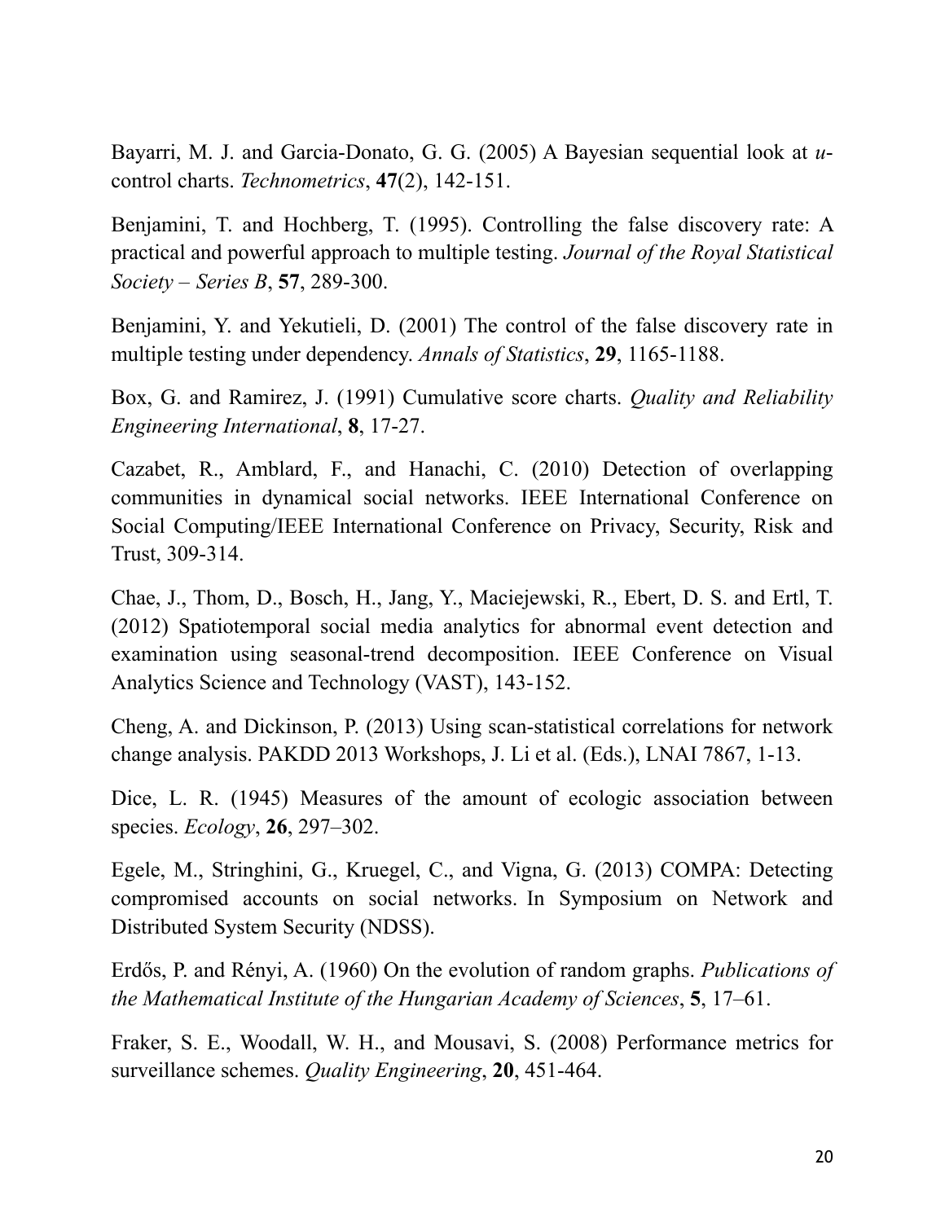Bayarri, M. J. and Garcia-Donato, G. G. (2005) A Bayesian sequential look at *u*-control charts. *Technometrics*, **47**(2), 142-151.

Benjamini, T. and Hochberg, T. (1995). Controlling the false discovery rate: A practical and powerful approach to multiple testing. *Journal of the Royal Statistical Society – Series B*, **57**, 289-300.

Benjamini, Y. and Yekutieli, D. (2001) The control of the false discovery rate in multiple testing under dependency. *Annals of Statistics*, **29**, 1165-1188.

Box, G. and Ramirez, J. (1991) Cumulative score charts. *Quality and Reliability Engineering International*, **8**, 17-27.

Cazabet, R., Amblard, F., and Hanachi, C. (2010) Detection of overlapping communities in dynamical social networks. IEEE International Conference on Social Computing/IEEE International Conference on Privacy, Security, Risk and Trust, 309-314.

Chae, J., Thom, D., Bosch, H., Jang, Y., Maciejewski, R., Ebert, D. S. and Ertl, T. (2012) Spatiotemporal social media analytics for abnormal event detection and examination using seasonal-trend decomposition. IEEE Conference on Visual Analytics Science and Technology (VAST), 143-152.

Cheng, A. and Dickinson, P. (2013) Using scan-statistical correlations for network change analysis. PAKDD 2013 Workshops, J. Li et al. (Eds.), LNAI 7867, 1-13.

Dice, L. R. (1945) Measures of the amount of ecologic association between species. *Ecology*, **26**, 297–302.

Egele, M., Stringhini, G., Kruegel, C., and Vigna, G. (2013) COMPA: Detecting compromised accounts on social networks. In Symposium on Network and Distributed System Security (NDSS).

Erdős, P. and Rényi, A. (1960) On the evolution of random graphs. *Publications of the Mathematical Institute of the Hungarian Academy of Sciences*, **5**, 17–61.

Fraker, S. E., Woodall, W. H., and Mousavi, S. (2008) Performance metrics for surveillance schemes. *Quality Engineering*, **20**, 451-464.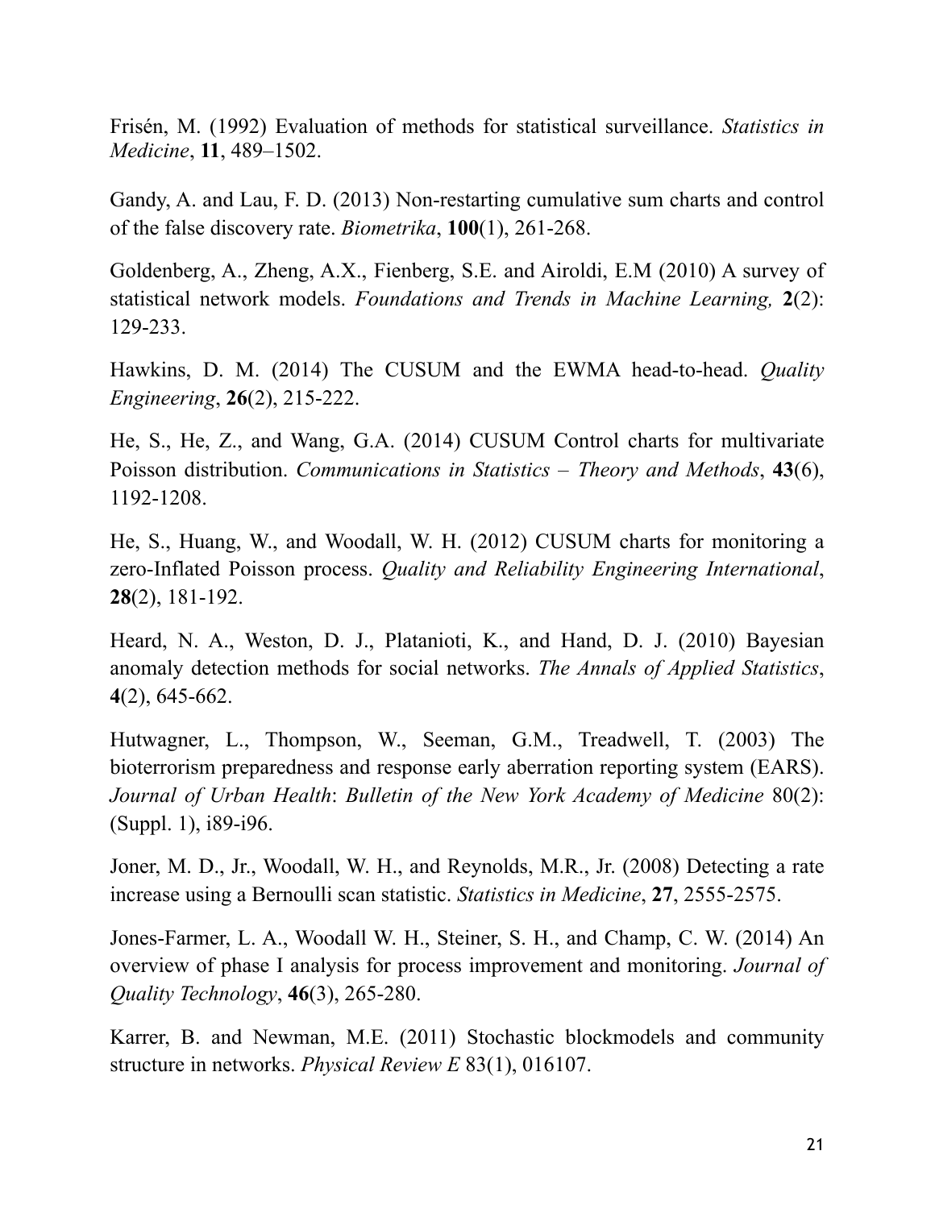Frisén, M. (1992) Evaluation of methods for statistical surveillance. *Statistics in Medicine*, **11**, 489–1502.

Gandy, A. and Lau, F. D. (2013) Non-restarting cumulative sum charts and control of the false discovery rate. *Biometrika*, **100**(1), 261-268.

Goldenberg, A., Zheng, A.X., Fienberg, S.E. and Airoldi, E.M (2010) A survey of statistical network models. *Foundations and Trends in Machine Learning,* **2**(2): 129-233.

Hawkins, D. M. (2014) The CUSUM and the EWMA head-to-head. *Quality Engineering*, **26**(2), 215-222.

He, S., He, Z., and Wang, G.A. (2014) CUSUM Control charts for multivariate Poisson distribution. *Communications in Statistics – Theory and Methods*, **43**(6), 1192-1208.

He, S., Huang, W., and Woodall, W. H. (2012) CUSUM charts for monitoring a zero-Inflated Poisson process. *Quality and Reliability Engineering International*, **28**(2), 181-192.

Heard, N. A., Weston, D. J., Platanioti, K., and Hand, D. J. (2010) Bayesian anomaly detection methods for social networks. *The Annals of Applied Statistics*, **4**(2), 645-662.

Hutwagner, L., Thompson, W., Seeman, G.M., Treadwell, T. (2003) The bioterrorism preparedness and response early aberration reporting system (EARS). *Journal of Urban Health*: *Bulletin of the New York Academy of Medicine* 80(2): (Suppl. 1), i89-i96.

Joner, M. D., Jr., Woodall, W. H., and Reynolds, M.R., Jr. (2008) Detecting a rate increase using a Bernoulli scan statistic. *Statistics in Medicine*, **27**, 2555-2575.

Jones-Farmer, L. A., Woodall W. H., Steiner, S. H., and Champ, C. W. (2014) An overview of phase I analysis for process improvement and monitoring. *Journal of Quality Technology*, **46**(3), 265-280.

Karrer, B. and Newman, M.E. (2011) Stochastic blockmodels and community structure in networks. *Physical Review E* 83(1), 016107.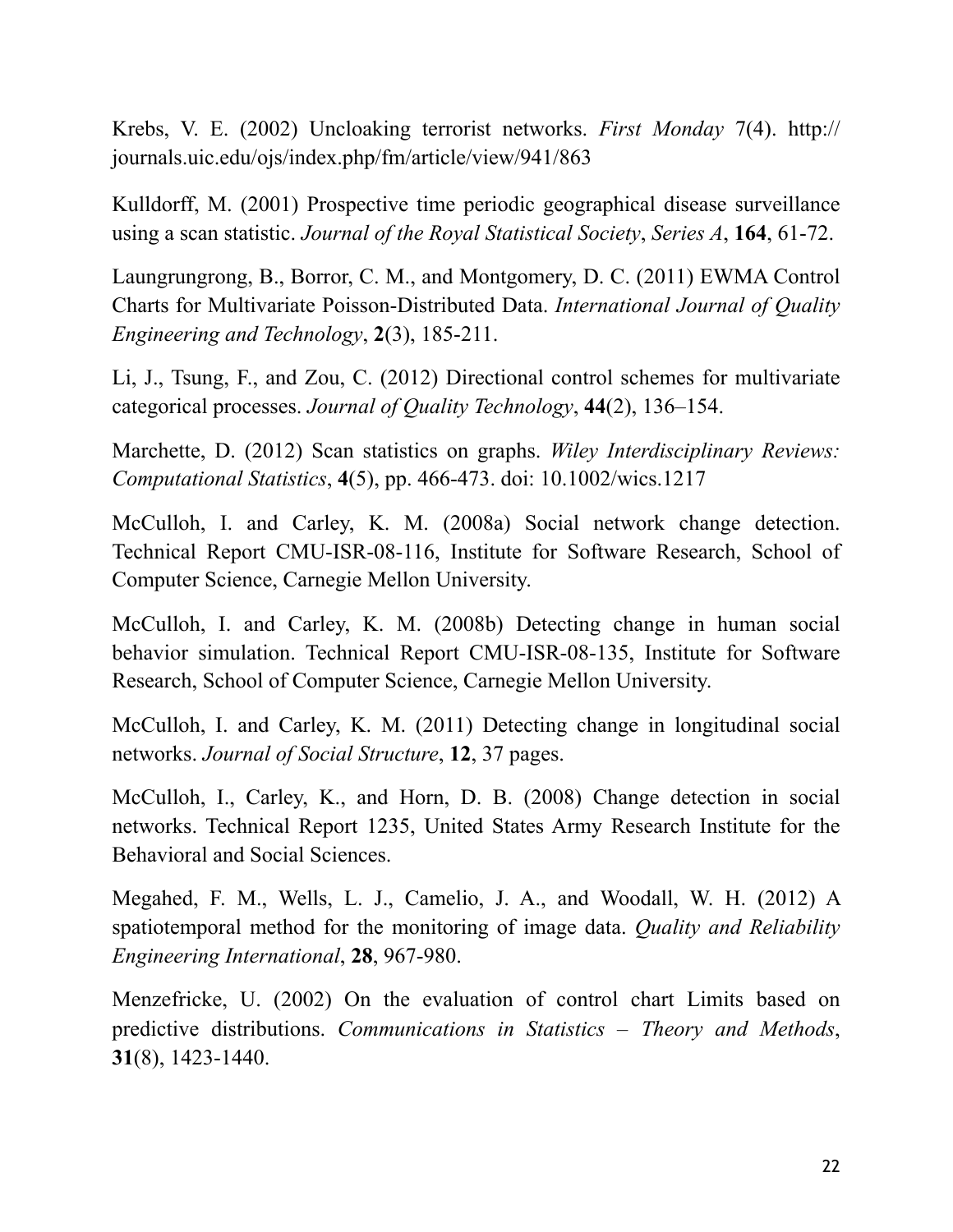Krebs, V. E. (2002) Uncloaking terrorist networks. *First Monday* 7(4). http://journals.uic.edu/ojs/index.php/fm/article/view/941/863

Kulldorff, M. (2001) Prospective time periodic geographical disease surveillance using a scan statistic. *Journal of the Royal Statistical Society*, *Series A*, **164**, 61-72.

Laungrungrong, B., Borror, C. M., and Montgomery, D. C. (2011) EWMA Control Charts for Multivariate Poisson-Distributed Data. *International Journal of Quality Engineering and Technology*, **2**(3), 185-211.

Li, J., Tsung, F., and Zou, C. (2012) Directional control schemes for multivariate categorical processes. *Journal of Quality Technology*, **44**(2), 136–154.

Marchette, D. (2012) Scan statistics on graphs. *Wiley Interdisciplinary Reviews: Computational Statistics*, **4**(5), pp. 466-473. doi: 10.1002/wics.1217

McCulloh, I. and Carley, K. M. (2008a) Social network change detection. Technical Report CMU-ISR-08-116, Institute for Software Research, School of Computer Science, Carnegie Mellon University.

McCulloh, I. and Carley, K. M. (2008b) Detecting change in human social behavior simulation. Technical Report CMU-ISR-08-135, Institute for Software Research, School of Computer Science, Carnegie Mellon University.

McCulloh, I. and Carley, K. M. (2011) Detecting change in longitudinal social networks. *Journal of Social Structure*, **12**, 37 pages.

McCulloh, I., Carley, K., and Horn, D. B. (2008) Change detection in social networks. Technical Report 1235, United States Army Research Institute for the Behavioral and Social Sciences.

Megahed, F. M., Wells, L. J., Camelio, J. A., and Woodall, W. H. (2012) A spatiotemporal method for the monitoring of image data. *Quality and Reliability Engineering International*, **28**, 967-980.

Menzefricke, U. (2002) On the evaluation of control chart Limits based on predictive distributions. *Communications in Statistics – Theory and Methods*, **31**(8), 1423-1440.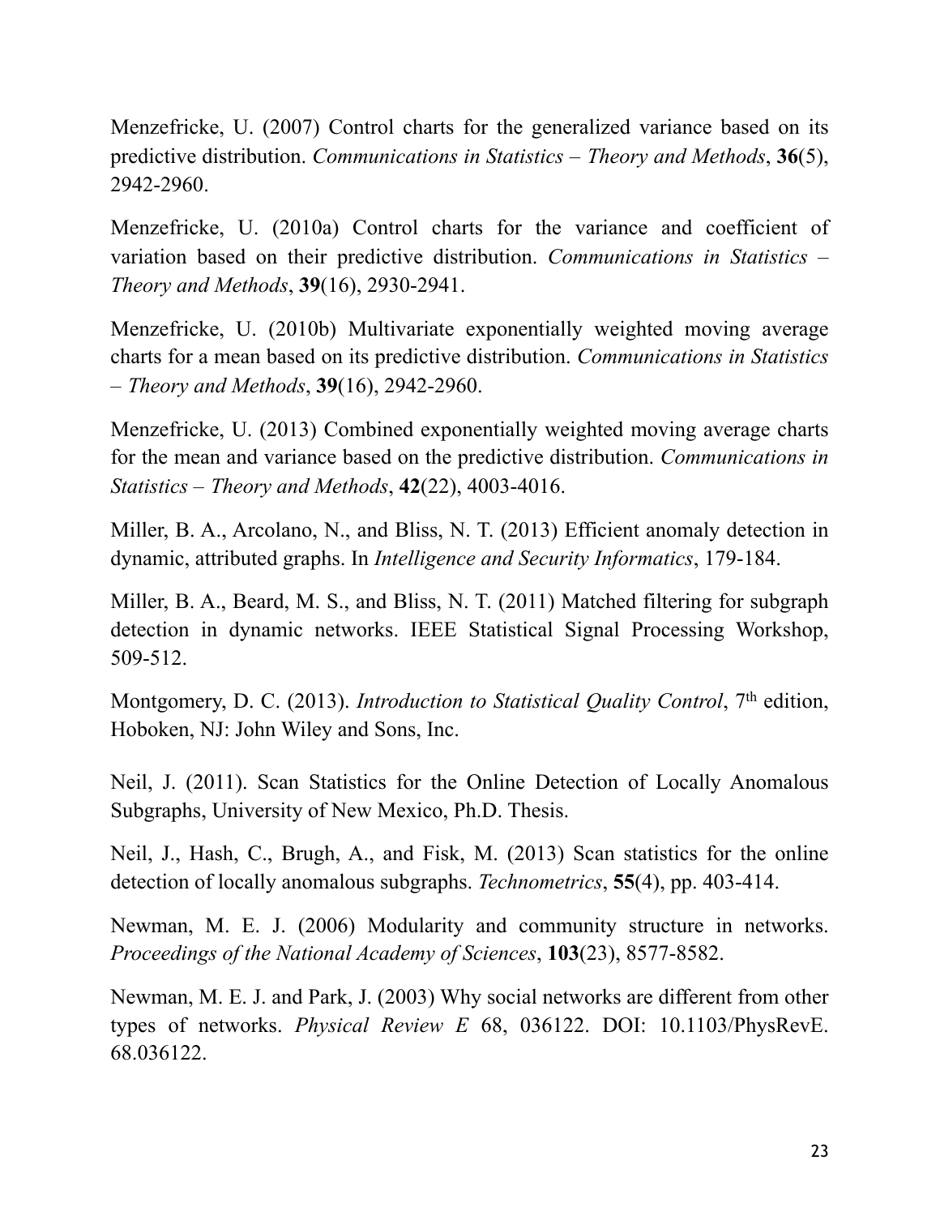Menzefricke, U. (2007) Control charts for the generalized variance based on its predictive distribution. *Communications in Statistics – Theory and Methods*, **36**(5), 2942-2960.

Menzefricke, U. (2010a) Control charts for the variance and coefficient of variation based on their predictive distribution. *Communications in Statistics – Theory and Methods*, **39**(16), 2930-2941.

Menzefricke, U. (2010b) Multivariate exponentially weighted moving average charts for a mean based on its predictive distribution. *Communications in Statistics – Theory and Methods*, **39**(16), 2942-2960.

Menzefricke, U. (2013) Combined exponentially weighted moving average charts for the mean and variance based on the predictive distribution. *Communications in Statistics – Theory and Methods*, **42**(22), 4003-4016.

Miller, B. A., Arcolano, N., and Bliss, N. T. (2013) Efficient anomaly detection in dynamic, attributed graphs. In *Intelligence and Security Informatics*, 179-184.

Miller, B. A., Beard, M. S., and Bliss, N. T. (2011) Matched filtering for subgraph detection in dynamic networks. IEEE Statistical Signal Processing Workshop, 509-512.

Montgomery, D. C. (2013). *Introduction to Statistical Quality Control*, 7th edition, Hoboken, NJ: John Wiley and Sons, Inc.

Neil, J. (2011). Scan Statistics for the Online Detection of Locally Anomalous Subgraphs, University of New Mexico, Ph.D. Thesis.

Neil, J., Hash, C., Brugh, A., and Fisk, M. (2013) Scan statistics for the online detection of locally anomalous subgraphs. *Technometrics*, **55**(4), pp. 403-414.

Newman, M. E. J. (2006) Modularity and community structure in networks. *Proceedings of the National Academy of Sciences*, **103**(23), 8577-8582.

Newman, M. E. J. and Park, J. (2003) Why social networks are different from other types of networks. *Physical Review E* 68, 036122. DOI: 10.1103/PhysRevE. 68.036122.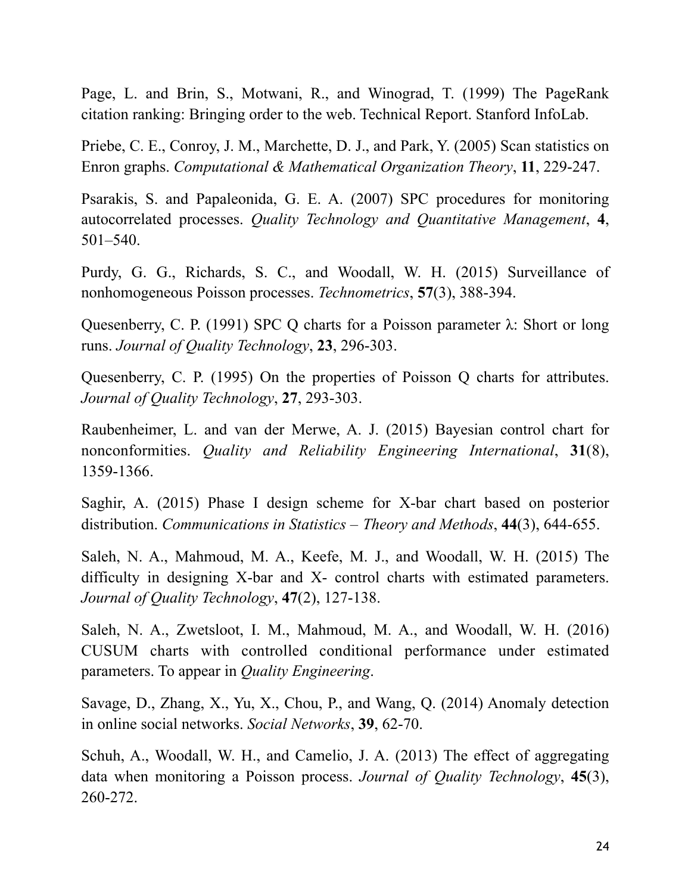Page, L. and Brin, S., Motwani, R., and Winograd, T. (1999) The PageRank citation ranking: Bringing order to the web. Technical Report. Stanford InfoLab.

Priebe, C. E., Conroy, J. M., Marchette, D. J., and Park, Y. (2005) Scan statistics on Enron graphs. *Computational & Mathematical Organization Theory*, **11**, 229-247.

Psarakis, S. and Papaleonida, G. E. A. (2007) SPC procedures for monitoring autocorrelated processes. *Quality Technology and Quantitative Management*, **4**, 501–540.

Purdy, G. G., Richards, S. C., and Woodall, W. H. (2015) Surveillance of nonhomogeneous Poisson processes. *Technometrics*, **57**(3), 388-394.

Quesenberry, C. P. (1991) SPC Q charts for a Poisson parameter λ: Short or long runs. *Journal of Quality Technology*, **23**, 296-303.

Quesenberry, C. P. (1995) On the properties of Poisson Q charts for attributes. *Journal of Quality Technology*, **27**, 293-303.

Raubenheimer, L. and van der Merwe, A. J. (2015) Bayesian control chart for nonconformities. *Quality and Reliability Engineering International*, **31**(8), 1359-1366.

Saghir, A. (2015) Phase I design scheme for X-bar chart based on posterior distribution. *Communications in Statistics – Theory and Methods*, **44**(3), 644-655.

Saleh, N. A., Mahmoud, M. A., Keefe, M. J., and Woodall, W. H. (2015) The difficulty in designing X-bar and X- control charts with estimated parameters. *Journal of Quality Technology*, **47**(2), 127-138.

Saleh, N. A., Zwetsloot, I. M., Mahmoud, M. A., and Woodall, W. H. (2016) CUSUM charts with controlled conditional performance under estimated parameters. To appear in *Quality Engineering*.

Savage, D., Zhang, X., Yu, X., Chou, P., and Wang, Q. (2014) Anomaly detection in online social networks. *Social Networks*, **39**, 62-70.

Schuh, A., Woodall, W. H., and Camelio, J. A. (2013) The effect of aggregating data when monitoring a Poisson process. *Journal of Quality Technology*, **45**(3), 260-272.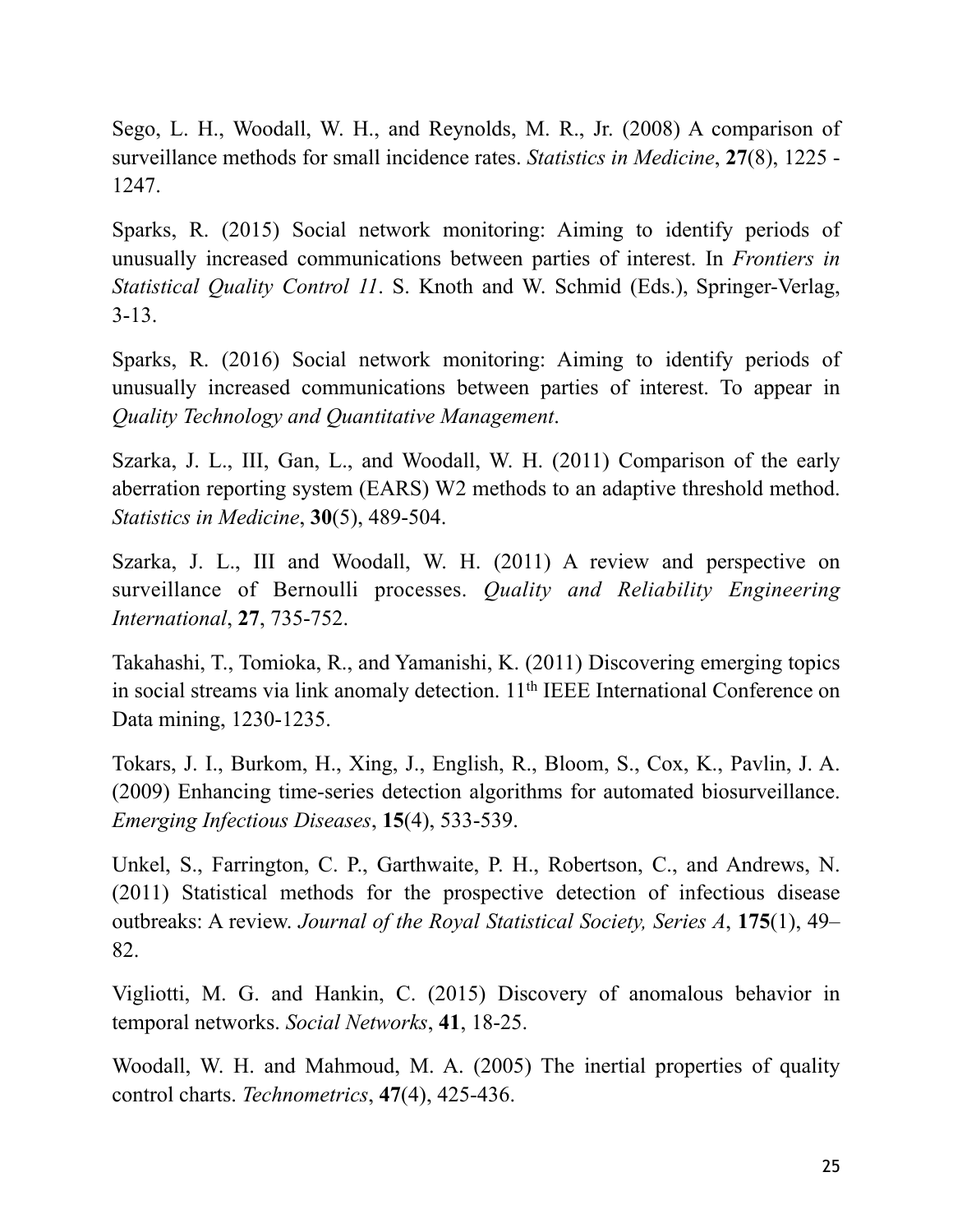Sego, L. H., Woodall, W. H., and Reynolds, M. R., Jr. (2008) A comparison of surveillance methods for small incidence rates. *Statistics in Medicine*, **27**(8), 1225 - 1247.

Sparks, R. (2015) Social network monitoring: Aiming to identify periods of unusually increased communications between parties of interest. In *Frontiers in Statistical Quality Control 11*. S. Knoth and W. Schmid (Eds.), Springer-Verlag, 3-13.

Sparks, R. (2016) Social network monitoring: Aiming to identify periods of unusually increased communications between parties of interest. To appear in *Quality Technology and Quantitative Management*.

Szarka, J. L., III, Gan, L., and Woodall, W. H. (2011) Comparison of the early aberration reporting system (EARS) W2 methods to an adaptive threshold method. *Statistics in Medicine*, **30**(5), 489-504.

Szarka, J. L., III and Woodall, W. H. (2011) A review and perspective on surveillance of Bernoulli processes. *Quality and Reliability Engineering International*, **27**, 735-752.

Takahashi, T., Tomioka, R., and Yamanishi, K. (2011) Discovering emerging topics in social streams via link anomaly detection. 11th IEEE International Conference on Data mining, 1230-1235.

Tokars, J. I., Burkom, H., Xing, J., English, R., Bloom, S., Cox, K., Pavlin, J. A. (2009) Enhancing time-series detection algorithms for automated biosurveillance. *Emerging Infectious Diseases*, **15**(4), 533-539.

Unkel, S., Farrington, C. P., Garthwaite, P. H., Robertson, C., and Andrews, N. (2011) Statistical methods for the prospective detection of infectious disease outbreaks: A review. *Journal of the Royal Statistical Society, Series A*, **175**(1), 49–82.

Vigliotti, M. G. and Hankin, C. (2015) Discovery of anomalous behavior in temporal networks. *Social Networks*, **41**, 18-25.

Woodall, W. H. and Mahmoud, M. A. (2005) The inertial properties of quality control charts. *Technometrics*, **47**(4), 425-436.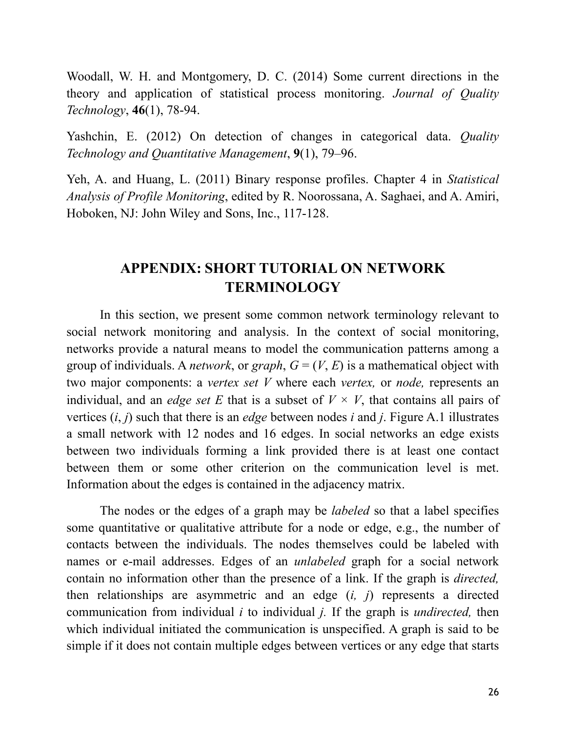Woodall, W. H. and Montgomery, D. C. (2014) Some current directions in the theory and application of statistical process monitoring. *Journal of Quality Technology*, **46**(1), 78-94.

Yashchin, E. (2012) On detection of changes in categorical data. *Quality Technology and Quantitative Management*, **9**(1), 79–96.

Yeh, A. and Huang, L. (2011) Binary response profiles. Chapter 4 in *Statistical Analysis of Profile Monitoring*, edited by R. Noorossana, A. Saghaei, and A. Amiri, Hoboken, NJ: John Wiley and Sons, Inc., 117-128.

## APPENDIX: SHORT TUTORIAL ON NETWORK TERMINOLOGY

In this section, we present some common network terminology relevant to social network monitoring and analysis. In the context of social monitoring, networks provide a natural means to model the communication patterns among a group of individuals. A *network*, or *graph*, $G = (V, E)$ is a mathematical object with two major components: a *vertex set* $V$ where each *vertex,* or *node,* represents an individual, and an *edge set* $E$ that is a subset of $V \times V$, that contains all pairs of vertices $(i, j)$ such that there is an *edge* between nodes $i$ and $j$. Figure A.1 illustrates a small network with 12 nodes and 16 edges. In social networks an edge exists between two individuals forming a link provided there is at least one contact between them or some other criterion on the communication level is met. Information about the edges is contained in the adjacency matrix.

The nodes or the edges of a graph may be *labeled* so that a label specifies some quantitative or qualitative attribute for a node or edge, e.g., the number of contacts between the individuals. The nodes themselves could be labeled with names or e-mail addresses. Edges of an *unlabeled* graph for a social network contain no information other than the presence of a link. If the graph is *directed,* then relationships are asymmetric and an edge $(i, j)$ represents a directed communication from individual $i$ to individual $j$. If the graph is *undirected,* then which individual initiated the communication is unspecified. A graph is said to be simple if it does not contain multiple edges between vertices or any edge that starts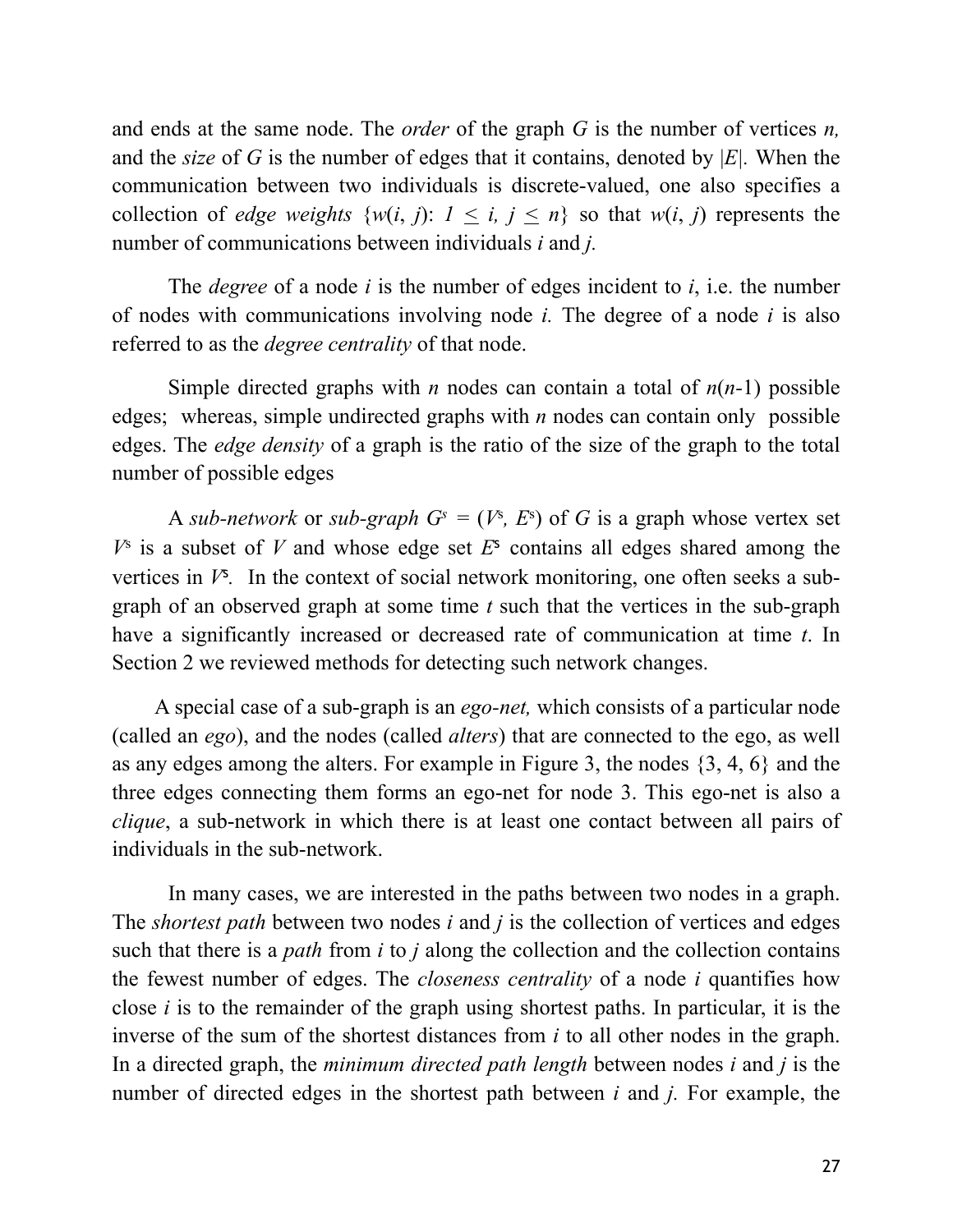and ends at the same node. The *order* of the graph $G$ is the number of vertices $n$, and the *size* of $G$ is the number of edges that it contains, denoted by $|E|$. When the communication between two individuals is discrete-valued, one also specifies a collection of *edge weights* $\{w(i, j): 1 \leq i, j \leq n\}$ so that $w(i, j)$ represents the number of communications between individuals $i$ and $j$.

The *degree* of a node $i$ is the number of edges incident to $i$, i.e. the number of nodes with communications involving node $i$. The degree of a node $i$ is also referred to as the *degree centrality* of that node.

Simple directed graphs with $n$ nodes can contain a total of $n(n-1)$ possible edges;  whereas, simple undirected graphs with $n$ nodes can contain only  possible edges. The *edge density* of a graph is the ratio of the size of the graph to the total number of possible edges

A *sub-network* or *sub-graph* $G^s = (V^s, E^s)$ of $G$ is a graph whose vertex set $V^s$ is a subset of $V$ and whose edge set $E^s$ contains all edges shared among the vertices in $V^s$. In the context of social network monitoring, one often seeks a sub-graph of an observed graph at some time $t$ such that the vertices in the sub-graph have a significantly increased or decreased rate of communication at time $t$. In Section 2 we reviewed methods for detecting such network changes.

A special case of a sub-graph is an *ego-net,* which consists of a particular node (called an *ego*), and the nodes (called *alters*) that are connected to the ego, as well as any edges among the alters. For example in Figure 3, the nodes {3, 4, 6} and the three edges connecting them forms an ego-net for node 3. This ego-net is also a *clique*, a sub-network in which there is at least one contact between all pairs of individuals in the sub-network.

In many cases, we are interested in the paths between two nodes in a graph. The *shortest path* between two nodes $i$ and $j$ is the collection of vertices and edges such that there is a *path* from $i$ to $j$ along the collection and the collection contains the fewest number of edges. The *closeness centrality* of a node $i$ quantifies how close $i$ is to the remainder of the graph using shortest paths. In particular, it is the inverse of the sum of the shortest distances from $i$ to all other nodes in the graph. In a directed graph, the *minimum directed path length* between nodes $i$ and $j$ is the number of directed edges in the shortest path between $i$ and $j$. For example, the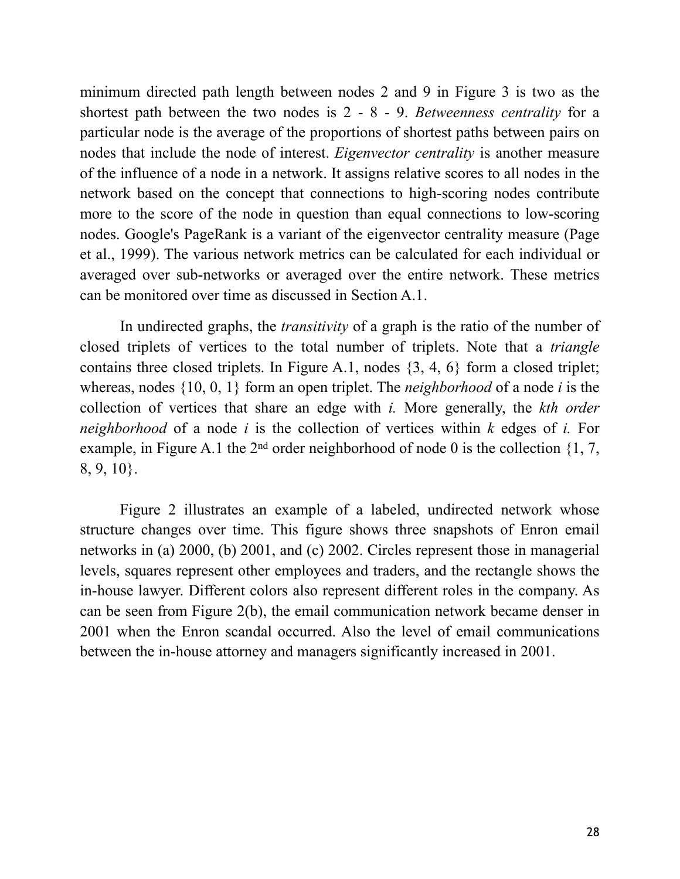minimum directed path length between nodes 2 and 9 in Figure 3 is two as the shortest path between the two nodes is 2 - 8 - 9. *Betweenness centrality* for a particular node is the average of the proportions of shortest paths between pairs on nodes that include the node of interest. *Eigenvector centrality* is another measure of the influence of a node in a network. It assigns relative scores to all nodes in the network based on the concept that connections to high-scoring nodes contribute more to the score of the node in question than equal connections to low-scoring nodes. Google's PageRank is a variant of the eigenvector centrality measure (Page et al., 1999). The various network metrics can be calculated for each individual or averaged over sub-networks or averaged over the entire network. These metrics can be monitored over time as discussed in Section A.1.

In undirected graphs, the *transitivity* of a graph is the ratio of the number of closed triplets of vertices to the total number of triplets. Note that a *triangle* contains three closed triplets. In Figure A.1, nodes {3, 4, 6} form a closed triplet; whereas, nodes {10, 0, 1} form an open triplet. The *neighborhood* of a node *i* is the collection of vertices that share an edge with *i.* More generally, the *kth order neighborhood* of a node *i* is the collection of vertices within *k* edges of *i.* For example, in Figure A.1 the 2nd order neighborhood of node 0 is the collection {1, 7, 8, 9, 10}.

Figure 2 illustrates an example of a labeled, undirected network whose structure changes over time. This figure shows three snapshots of Enron email networks in (a) 2000, (b) 2001, and (c) 2002. Circles represent those in managerial levels, squares represent other employees and traders, and the rectangle shows the in-house lawyer. Different colors also represent different roles in the company. As can be seen from Figure 2(b), the email communication network became denser in 2001 when the Enron scandal occurred. Also the level of email communications between the in-house attorney and managers significantly increased in 2001.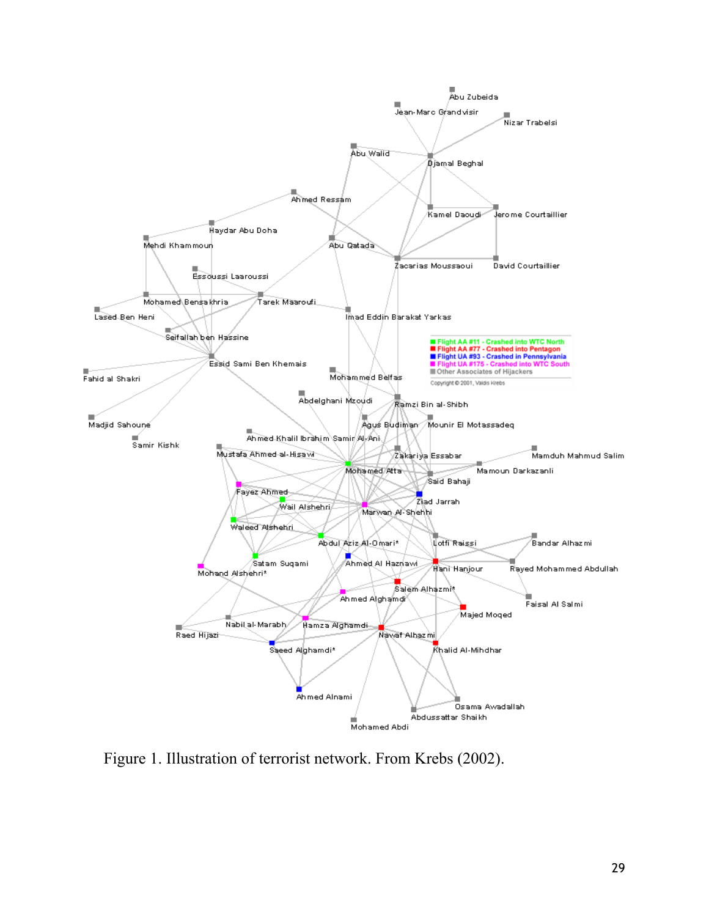Figure 1. Illustration of terrorist network. From Krebs (2002).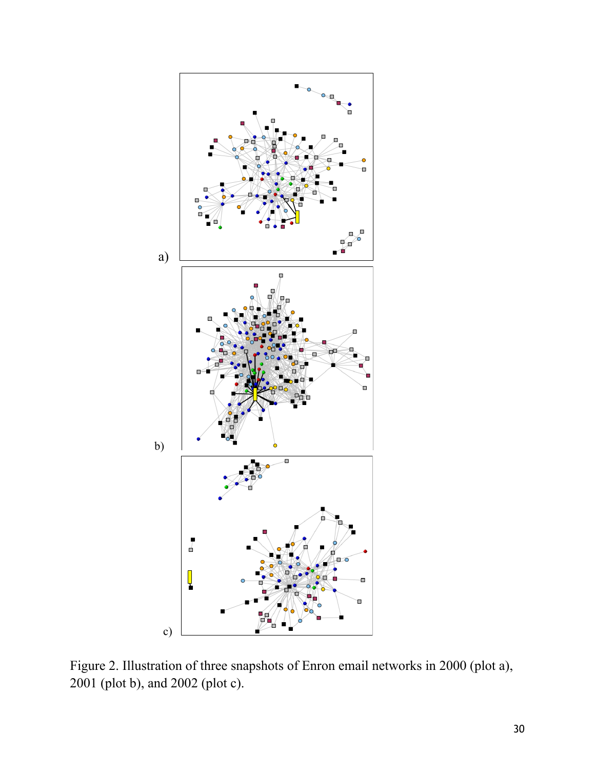a)

b)

c)

Figure 2. Illustration of three snapshots of Enron email networks in 2000 (plot a), 2001 (plot b), and 2002 (plot c).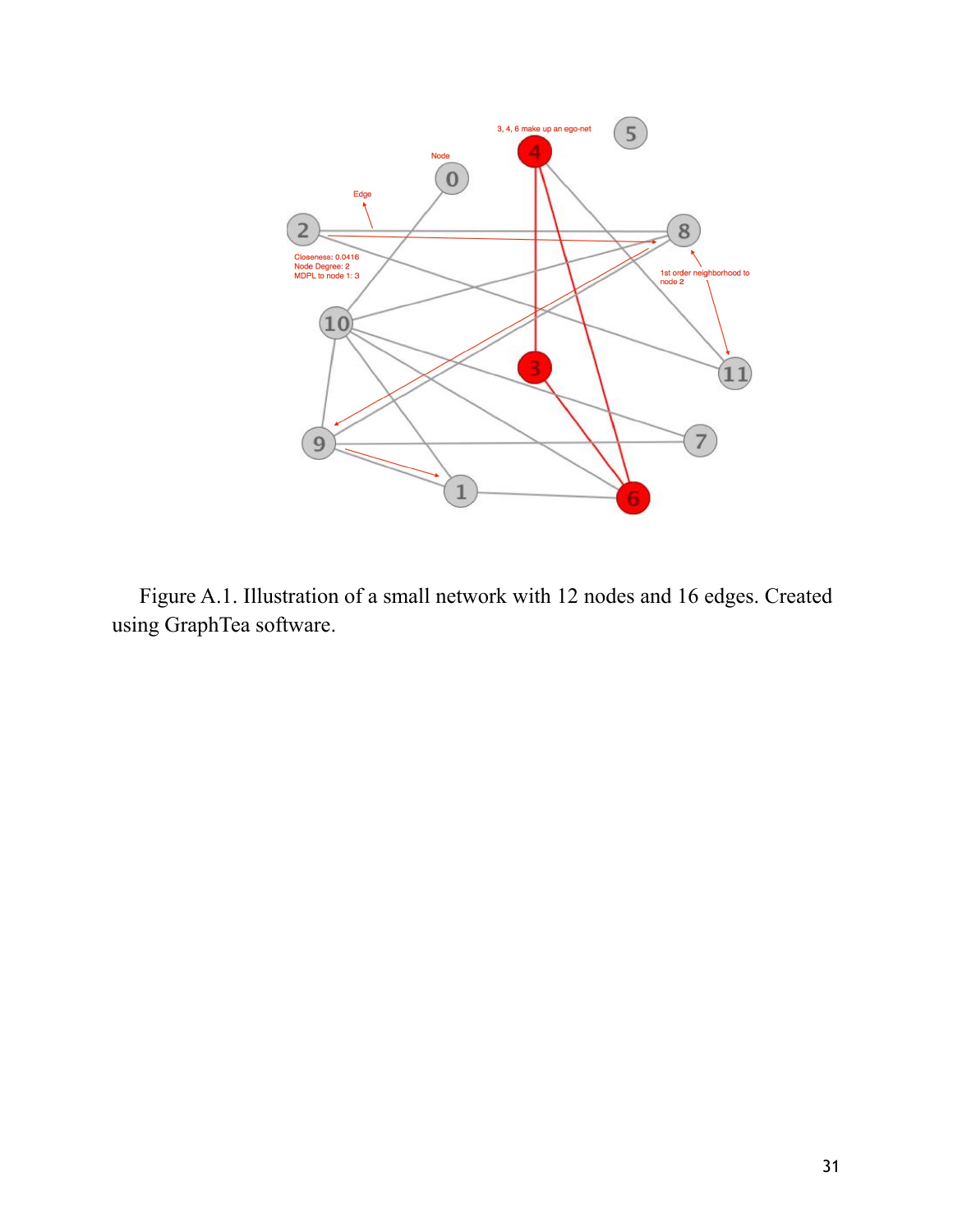Figure A.1. Illustration of a small network with 12 nodes and 16 edges. Created using GraphTea software.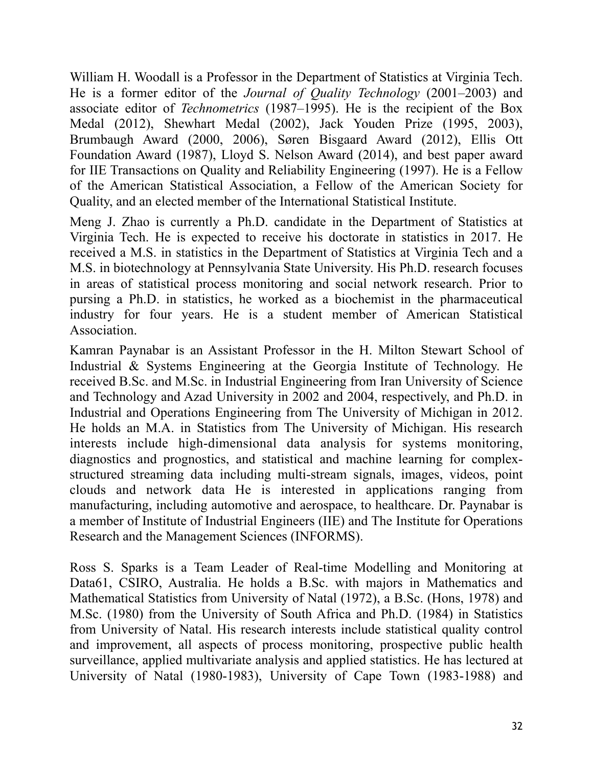William H. Woodall is a Professor in the Department of Statistics at Virginia Tech. He is a former editor of the *Journal of Quality Technology* (2001–2003) and associate editor of *Technometrics* (1987–1995). He is the recipient of the Box Medal (2012), Shewhart Medal (2002), Jack Youden Prize (1995, 2003), Brumbaugh Award (2000, 2006), Søren Bisgaard Award (2012), Ellis Ott Foundation Award (1987), Lloyd S. Nelson Award (2014), and best paper award for IIE Transactions on Quality and Reliability Engineering (1997). He is a Fellow of the American Statistical Association, a Fellow of the American Society for Quality, and an elected member of the International Statistical Institute.

Meng J. Zhao is currently a Ph.D. candidate in the Department of Statistics at Virginia Tech. He is expected to receive his doctorate in statistics in 2017. He received a M.S. in statistics in the Department of Statistics at Virginia Tech and a M.S. in biotechnology at Pennsylvania State University. His Ph.D. research focuses in areas of statistical process monitoring and social network research. Prior to pursing a Ph.D. in statistics, he worked as a biochemist in the pharmaceutical industry for four years. He is a student member of American Statistical Association.

Kamran Paynabar is an Assistant Professor in the H. Milton Stewart School of Industrial & Systems Engineering at the Georgia Institute of Technology. He received B.Sc. and M.Sc. in Industrial Engineering from Iran University of Science and Technology and Azad University in 2002 and 2004, respectively, and Ph.D. in Industrial and Operations Engineering from The University of Michigan in 2012. He holds an M.A. in Statistics from The University of Michigan. His research interests include high-dimensional data analysis for systems monitoring, diagnostics and prognostics, and statistical and machine learning for complex-structured streaming data including multi-stream signals, images, videos, point clouds and network data He is interested in applications ranging from manufacturing, including automotive and aerospace, to healthcare. Dr. Paynabar is a member of Institute of Industrial Engineers (IIE) and The Institute for Operations Research and the Management Sciences (INFORMS).

Ross S. Sparks is a Team Leader of Real-time Modelling and Monitoring at Data61, CSIRO, Australia. He holds a B.Sc. with majors in Mathematics and Mathematical Statistics from University of Natal (1972), a B.Sc. (Hons, 1978) and M.Sc. (1980) from the University of South Africa and Ph.D. (1984) in Statistics from University of Natal. His research interests include statistical quality control and improvement, all aspects of process monitoring, prospective public health surveillance, applied multivariate analysis and applied statistics. He has lectured at University of Natal (1980-1983), University of Cape Town (1983-1988) and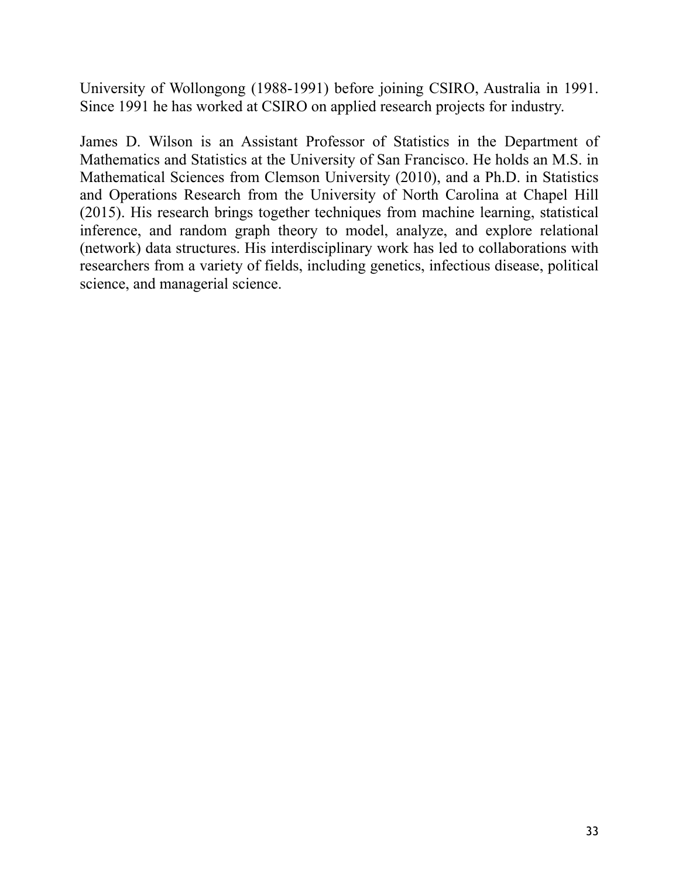University of Wollongong (1988-1991) before joining CSIRO, Australia in 1991. Since 1991 he has worked at CSIRO on applied research projects for industry.

James D. Wilson is an Assistant Professor of Statistics in the Department of Mathematics and Statistics at the University of San Francisco. He holds an M.S. in Mathematical Sciences from Clemson University (2010), and a Ph.D. in Statistics and Operations Research from the University of North Carolina at Chapel Hill (2015). His research brings together techniques from machine learning, statistical inference, and random graph theory to model, analyze, and explore relational (network) data structures. His interdisciplinary work has led to collaborations with researchers from a variety of fields, including genetics, infectious disease, political science, and managerial science.